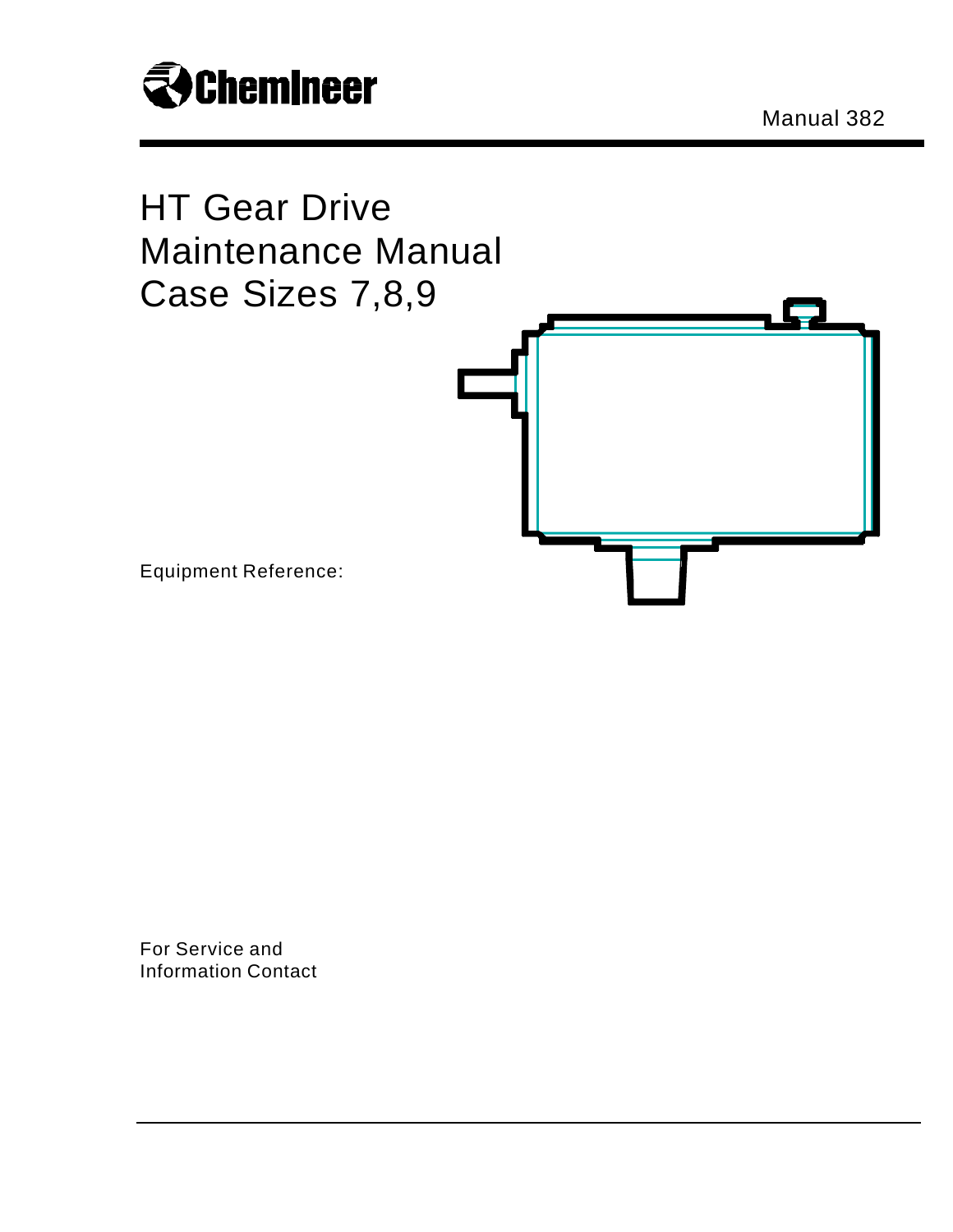Chemineer

Manual 382

# HT Gear Drive Maintenance Manual Case Sizes 7,8,9

Equipment Reference:

For Service and Information Contact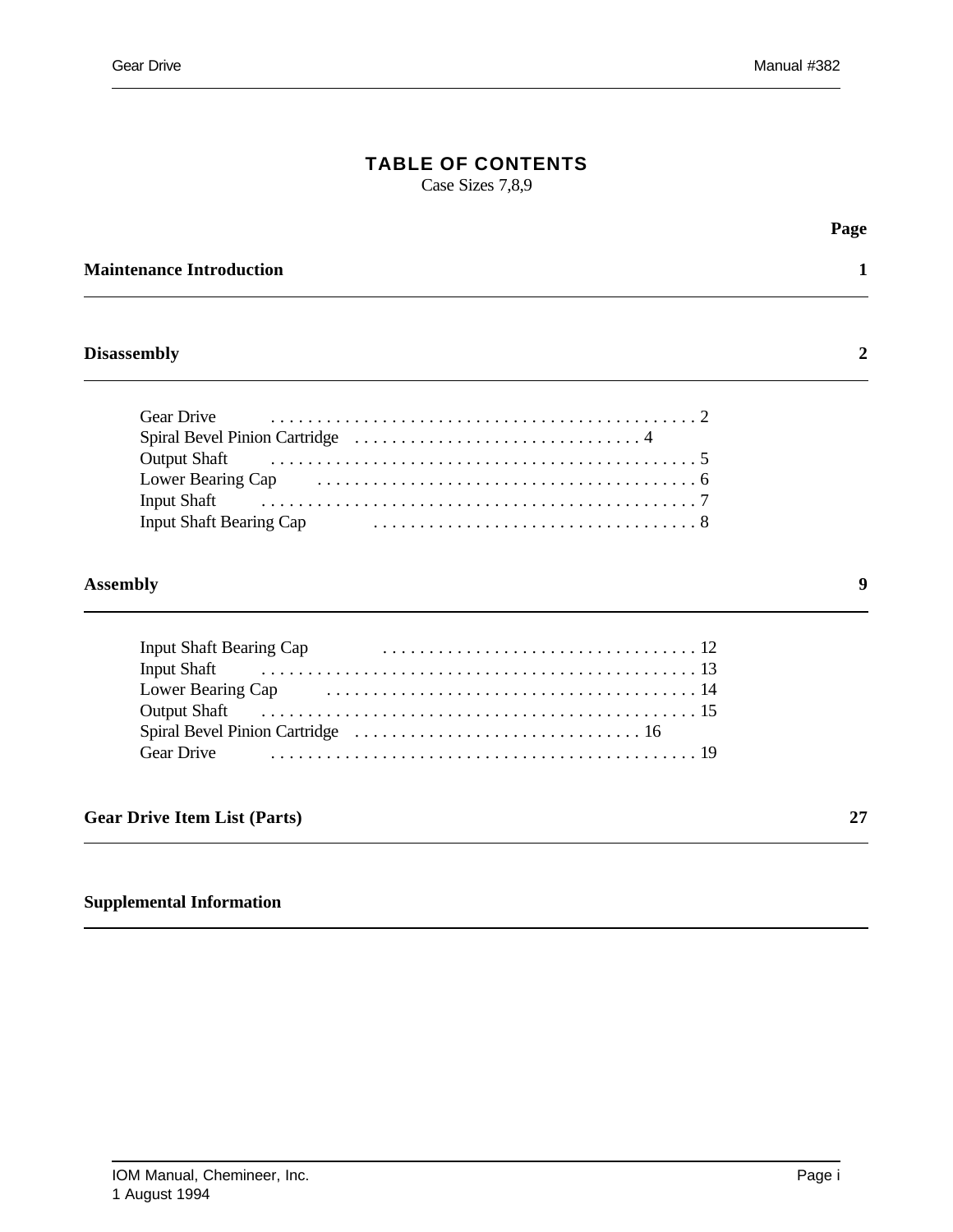# TABLE OF CONTENTS

Case Sizes 7,8,9

| | Page |
|---|---|
| **Maintenance Introduction** | **1** |
| **Disassembly** | **2** |
| Gear Drive | 2 |
| Spiral Bevel Pinion Cartridge | 4 |
| Output Shaft | 5 |
| Lower Bearing Cap | 6 |
| Input Shaft | 7 |
| Input Shaft Bearing Cap | 8 |
| **Assembly** | **9** |
| Input Shaft Bearing Cap | 12 |
| Input Shaft | 13 |
| Lower Bearing Cap | 14 |
| Output Shaft | 15 |
| Spiral Bevel Pinion Cartridge | 16 |
| Gear Drive | 19 |
| **Gear Drive Item List (Parts)** | **27** |
| **Supplemental Information** | |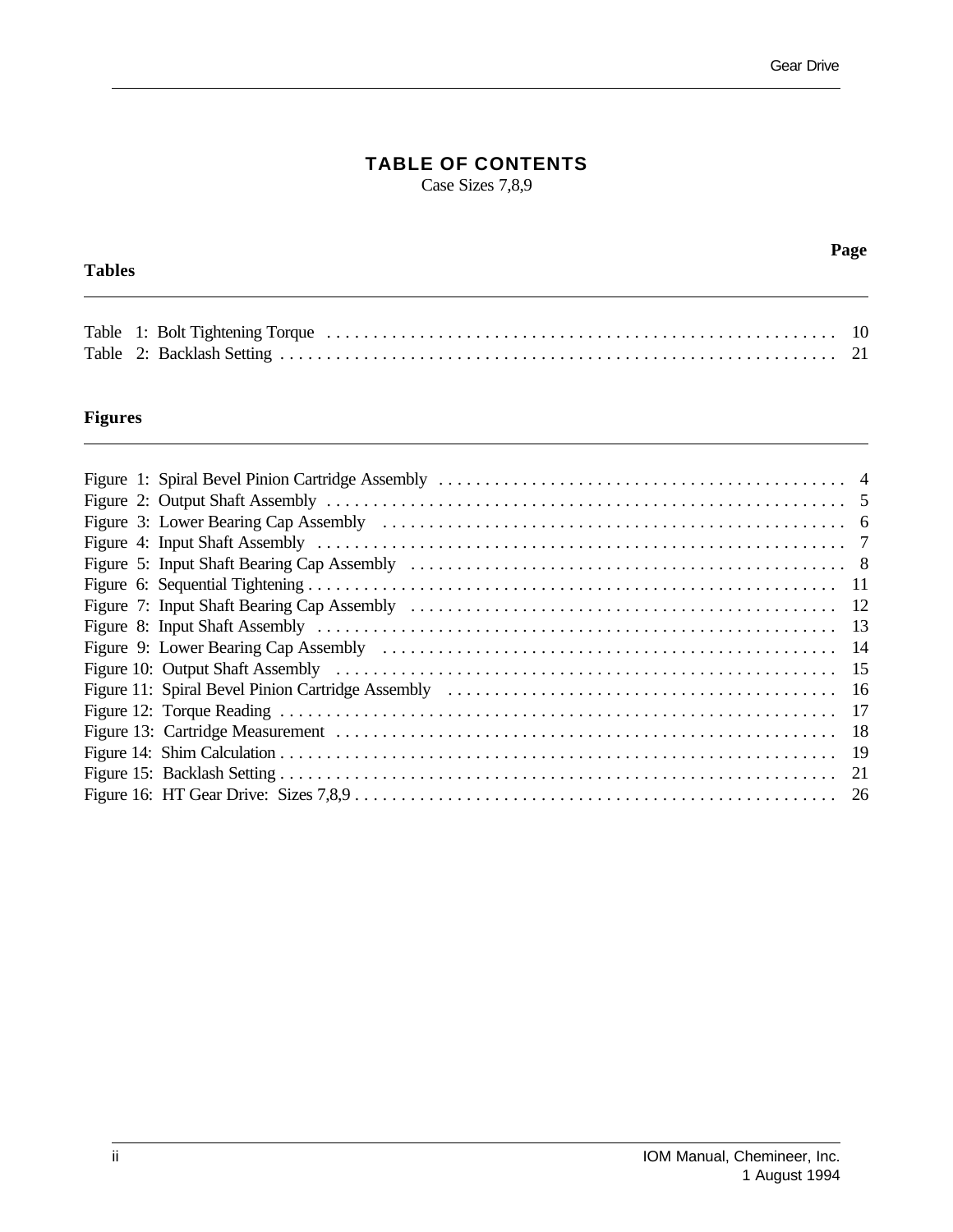# TABLE OF CONTENTS

Case Sizes 7,8,9

| Tables | Page |
|---|---|
| Table 1: Bolt Tightening Torque | 10 |
| Table 2: Backlash Setting | 21 |

| Figures | Page |
|---|---|
| Figure 1: Spiral Bevel Pinion Cartridge Assembly | 4 |
| Figure 2: Output Shaft Assembly | 5 |
| Figure 3: Lower Bearing Cap Assembly | 6 |
| Figure 4: Input Shaft Assembly | 7 |
| Figure 5: Input Shaft Bearing Cap Assembly | 8 |
| Figure 6: Sequential Tightening | 11 |
| Figure 7: Input Shaft Bearing Cap Assembly | 12 |
| Figure 8: Input Shaft Assembly | 13 |
| Figure 9: Lower Bearing Cap Assembly | 14 |
| Figure 10: Output Shaft Assembly | 15 |
| Figure 11: Spiral Bevel Pinion Cartridge Assembly | 16 |
| Figure 12: Torque Reading | 17 |
| Figure 13: Cartridge Measurement | 18 |
| Figure 14: Shim Calculation | 19 |
| Figure 15: Backlash Setting | 21 |
| Figure 16: HT Gear Drive: Sizes 7,8,9 | 26 |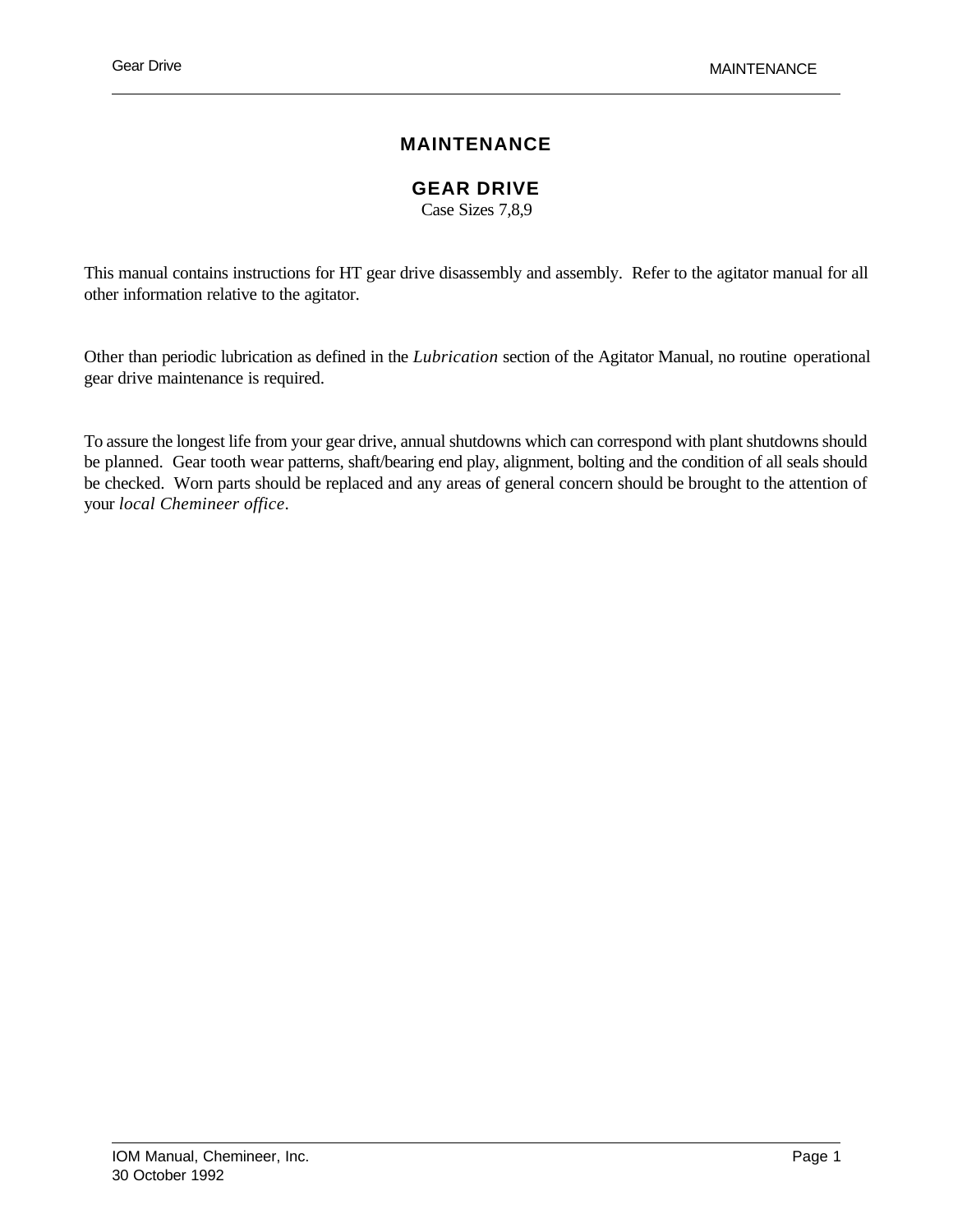# MAINTENANCE

## GEAR DRIVE

Case Sizes 7,8,9

This manual contains instructions for HT gear drive disassembly and assembly. Refer to the agitator manual for all other information relative to the agitator.

Other than periodic lubrication as defined in the *Lubrication* section of the Agitator Manual, no routine operational gear drive maintenance is required.

To assure the longest life from your gear drive, annual shutdowns which can correspond with plant shutdowns should be planned. Gear tooth wear patterns, shaft/bearing end play, alignment, bolting and the condition of all seals should be checked. Worn parts should be replaced and any areas of general concern should be brought to the attention of your *local Chemineer office*.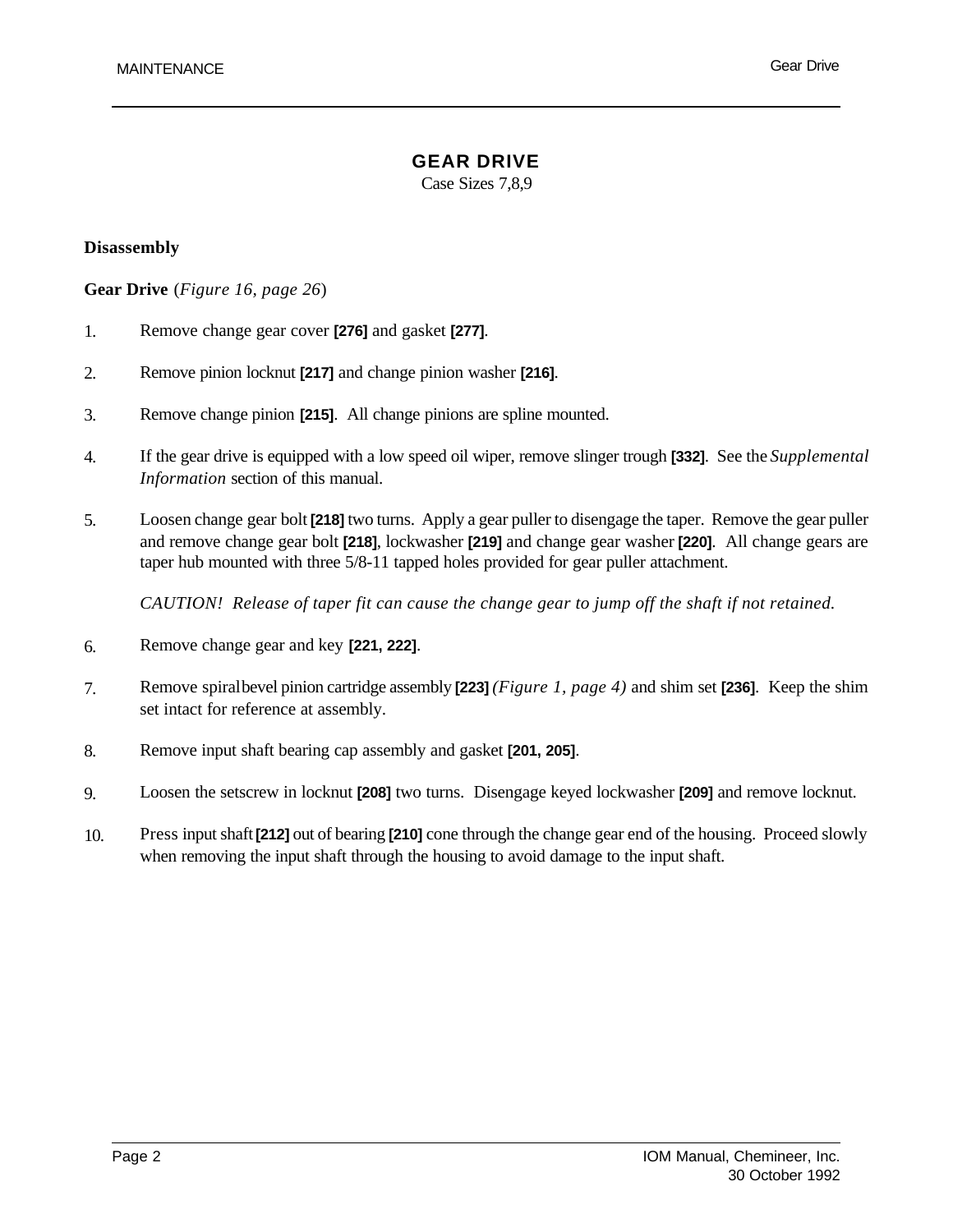# GEAR DRIVE

Case Sizes 7,8,9

## Disassembly

**Gear Drive** (*Figure 16, page 26*)

1. Remove change gear cover **[276]** and gasket **[277]**.
2. Remove pinion locknut **[217]** and change pinion washer **[216]**.
3. Remove change pinion **[215]**. All change pinions are spline mounted.
4. If the gear drive is equipped with a low speed oil wiper, remove slinger trough **[332]**. See the *Supplemental Information* section of this manual.
5. Loosen change gear bolt **[218]** two turns. Apply a gear puller to disengage the taper. Remove the gear puller and remove change gear bolt **[218]**, lockwasher **[219]** and change gear washer **[220]**. All change gears are taper hub mounted with three 5/8-11 tapped holes provided for gear puller attachment.

   *CAUTION! Release of taper fit can cause the change gear to jump off the shaft if not retained.*

6. Remove change gear and key **[221, 222]**.
7. Remove spiral bevel pinion cartridge assembly **[223]** *(Figure 1, page 4)* and shim set **[236]**. Keep the shim set intact for reference at assembly.
8. Remove input shaft bearing cap assembly and gasket **[201, 205]**.
9. Loosen the setscrew in locknut **[208]** two turns. Disengage keyed lockwasher **[209]** and remove locknut.
10. Press input shaft **[212]** out of bearing **[210]** cone through the change gear end of the housing. Proceed slowly when removing the input shaft through the housing to avoid damage to the input shaft.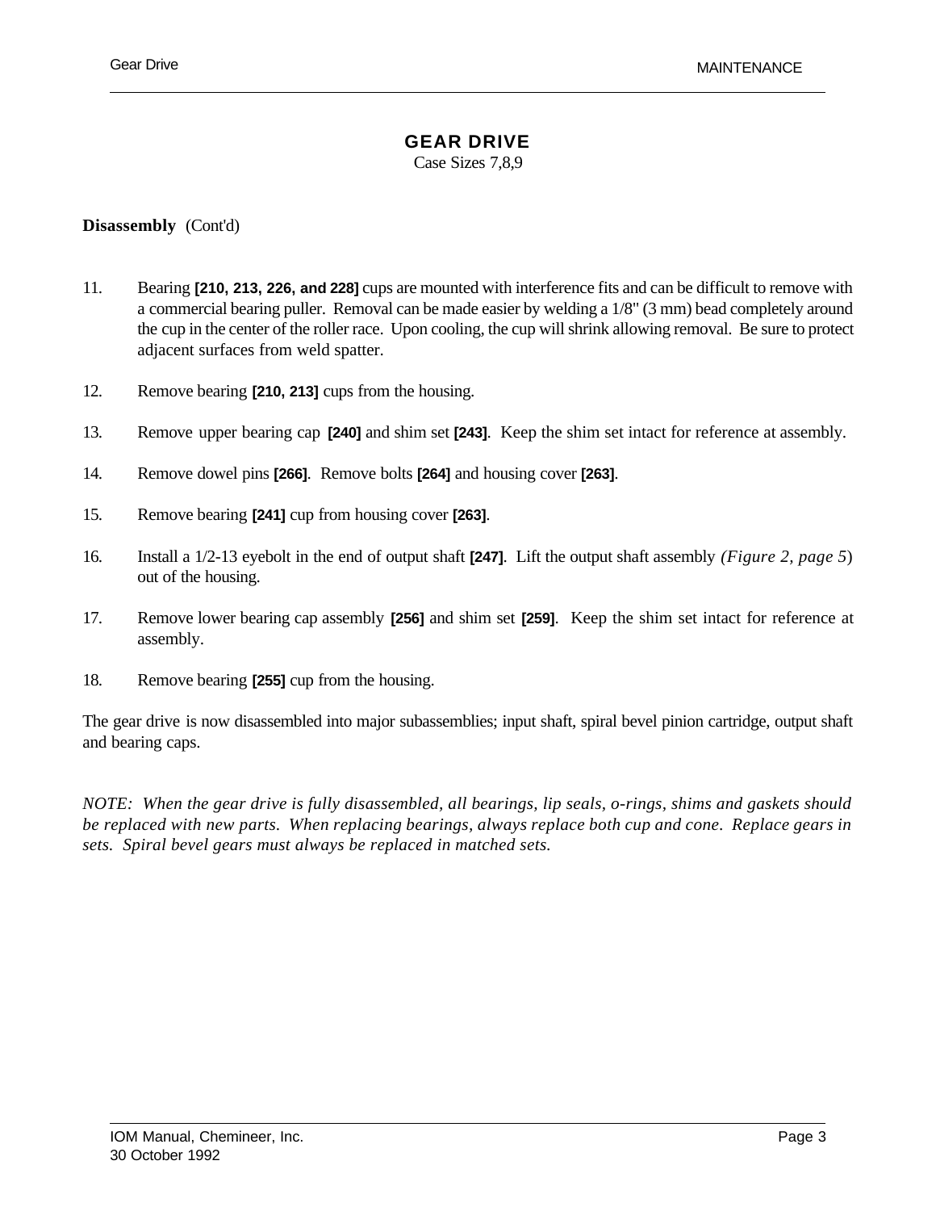# GEAR DRIVE

Case Sizes 7,8,9

**Disassembly** (Cont'd)

11. Bearing **[210, 213, 226, and 228]** cups are mounted with interference fits and can be difficult to remove with a commercial bearing puller. Removal can be made easier by welding a 1/8" (3 mm) bead completely around the cup in the center of the roller race. Upon cooling, the cup will shrink allowing removal. Be sure to protect adjacent surfaces from weld spatter.

12. Remove bearing **[210, 213]** cups from the housing.

13. Remove upper bearing cap **[240]** and shim set **[243]**. Keep the shim set intact for reference at assembly.

14. Remove dowel pins **[266]**. Remove bolts **[264]** and housing cover **[263]**.

15. Remove bearing **[241]** cup from housing cover **[263]**.

16. Install a 1/2-13 eyebolt in the end of output shaft **[247]**. Lift the output shaft assembly *(Figure 2, page 5*) out of the housing.

17. Remove lower bearing cap assembly **[256]** and shim set **[259]**. Keep the shim set intact for reference at assembly.

18. Remove bearing **[255]** cup from the housing.

The gear drive is now disassembled into major subassemblies; input shaft, spiral bevel pinion cartridge, output shaft and bearing caps.

*NOTE: When the gear drive is fully disassembled, all bearings, lip seals, o-rings, shims and gaskets should be replaced with new parts. When replacing bearings, always replace both cup and cone. Replace gears in sets. Spiral bevel gears must always be replaced in matched sets.*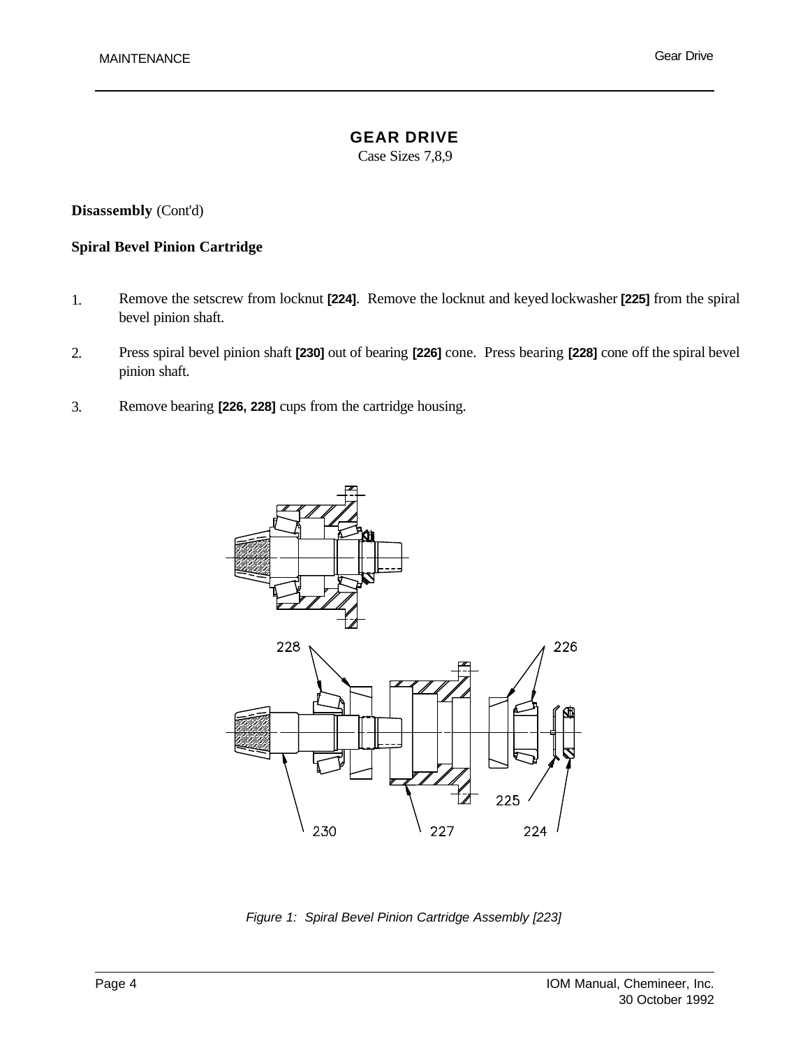## GEAR DRIVE

Case Sizes 7,8,9

**Disassembly** (Cont'd)

**Spiral Bevel Pinion Cartridge**

1. Remove the setscrew from locknut **[224]**. Remove the locknut and keyed lockwasher **[225]** from the spiral bevel pinion shaft.
2. Press spiral bevel pinion shaft **[230]** out of bearing **[226]** cone. Press bearing **[228]** cone off the spiral bevel pinion shaft.
3. Remove bearing **[226, 228]** cups from the cartridge housing.

*Figure 1: Spiral Bevel Pinion Cartridge Assembly [223]*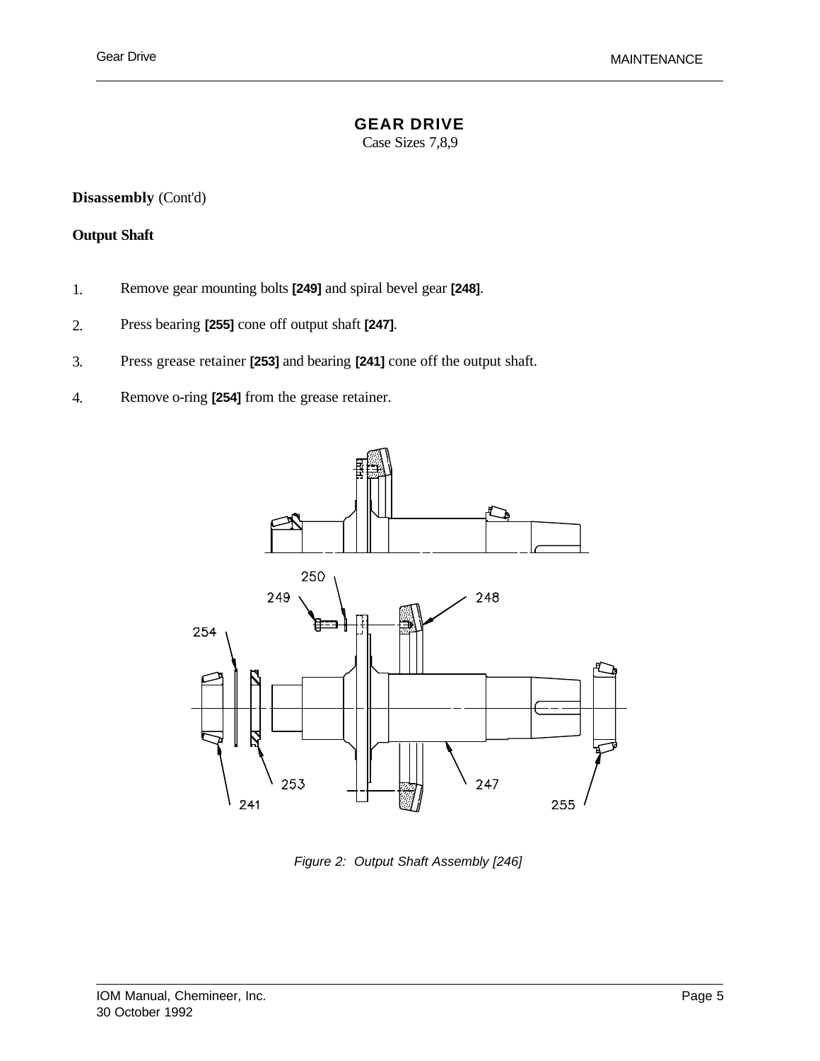# GEAR DRIVE

Case Sizes 7,8,9

**Disassembly** (Cont'd)

**Output Shaft**

1. Remove gear mounting bolts **[249]** and spiral bevel gear **[248]**.
2. Press bearing **[255]** cone off output shaft **[247]**.
3. Press grease retainer **[253]** and bearing **[241]** cone off the output shaft.
4. Remove o-ring **[254]** from the grease retainer.

*Figure 2: Output Shaft Assembly [246]*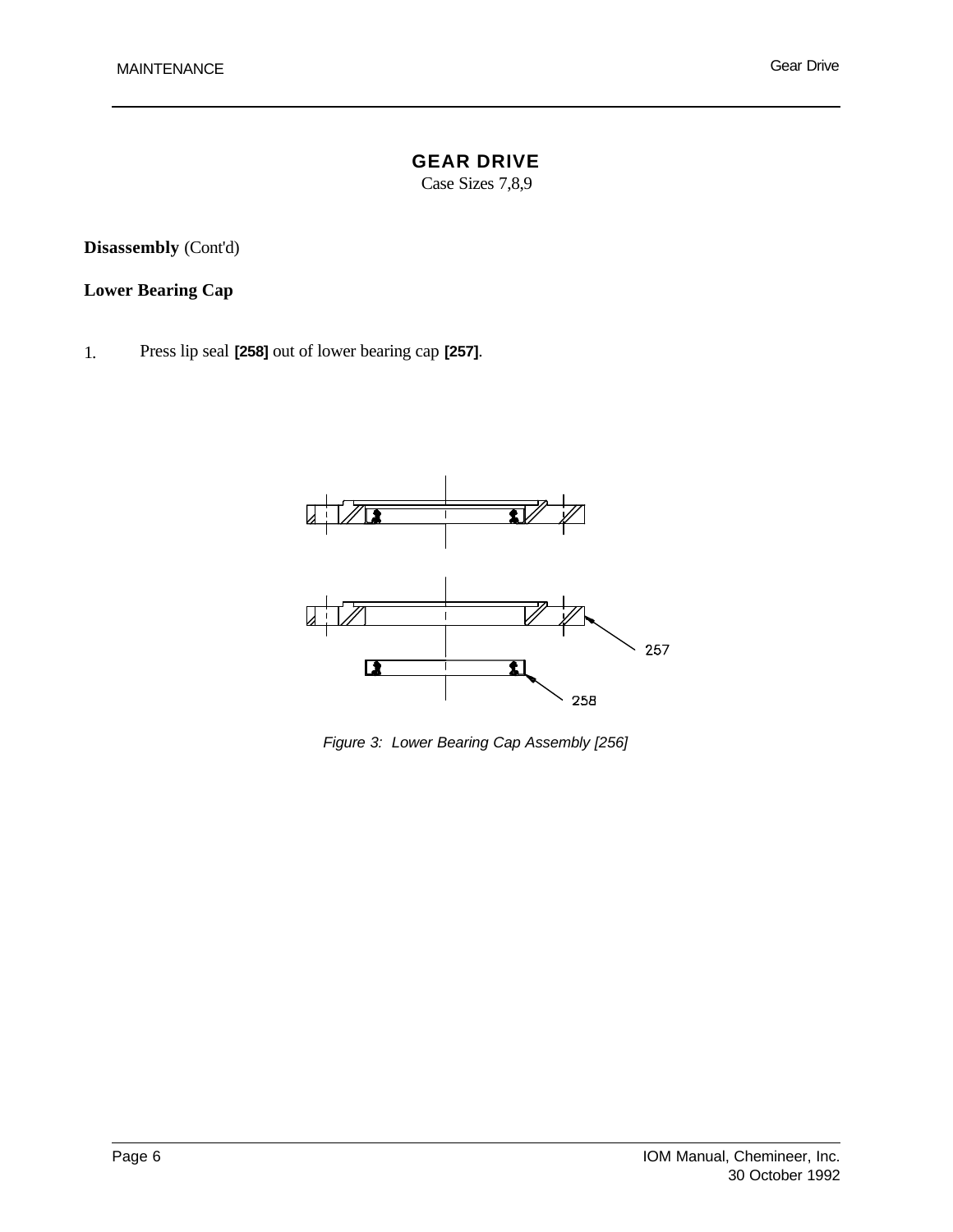# GEAR DRIVE

Case Sizes 7,8,9

**Disassembly** (Cont'd)

**Lower Bearing Cap**

1. Press lip seal **[258]** out of lower bearing cap **[257]**.

257

258

*Figure 3: Lower Bearing Cap Assembly [256]*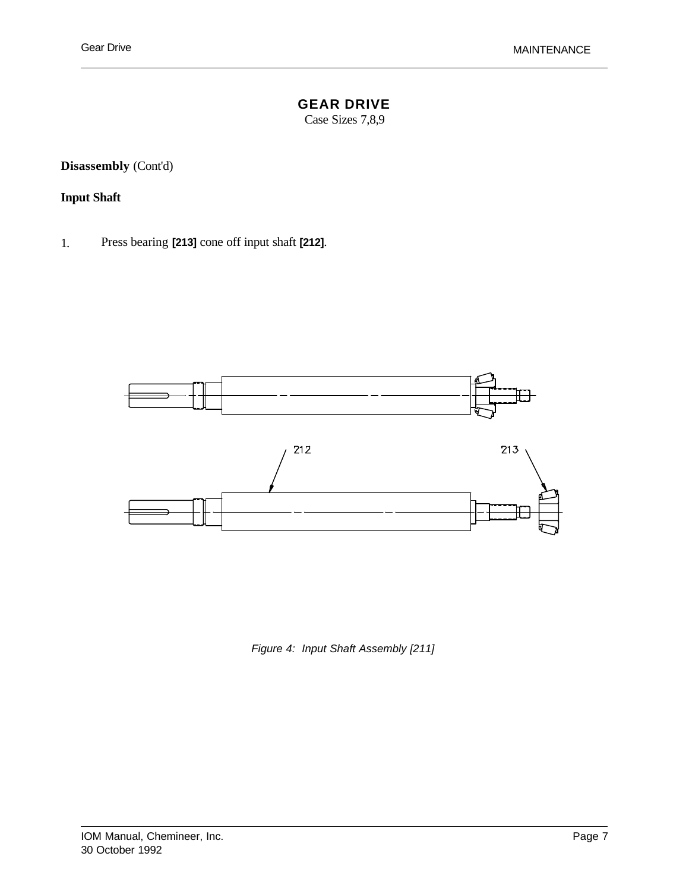# GEAR DRIVE

Case Sizes 7,8,9

**Disassembly** (Cont'd)

**Input Shaft**

1. Press bearing **[213]** cone off input shaft **[212]**.

*Figure 4: Input Shaft Assembly [211]*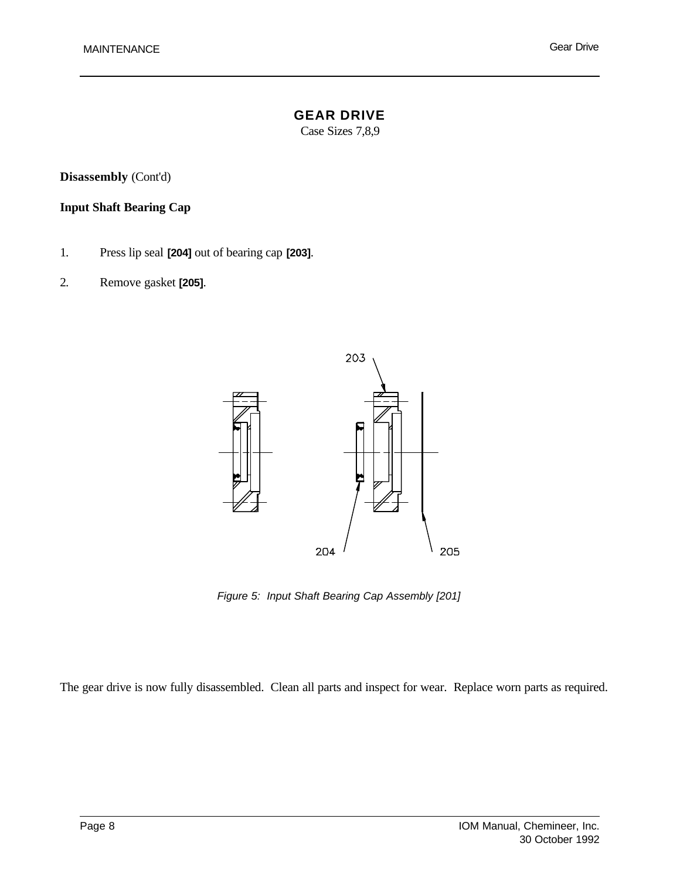# GEAR DRIVE

Case Sizes 7,8,9

**Disassembly** (Cont'd)

**Input Shaft Bearing Cap**

1. Press lip seal **[204]** out of bearing cap **[203]**.
2. Remove gasket **[205]**.

*Figure 5: Input Shaft Bearing Cap Assembly [201]*

The gear drive is now fully disassembled. Clean all parts and inspect for wear. Replace worn parts as required.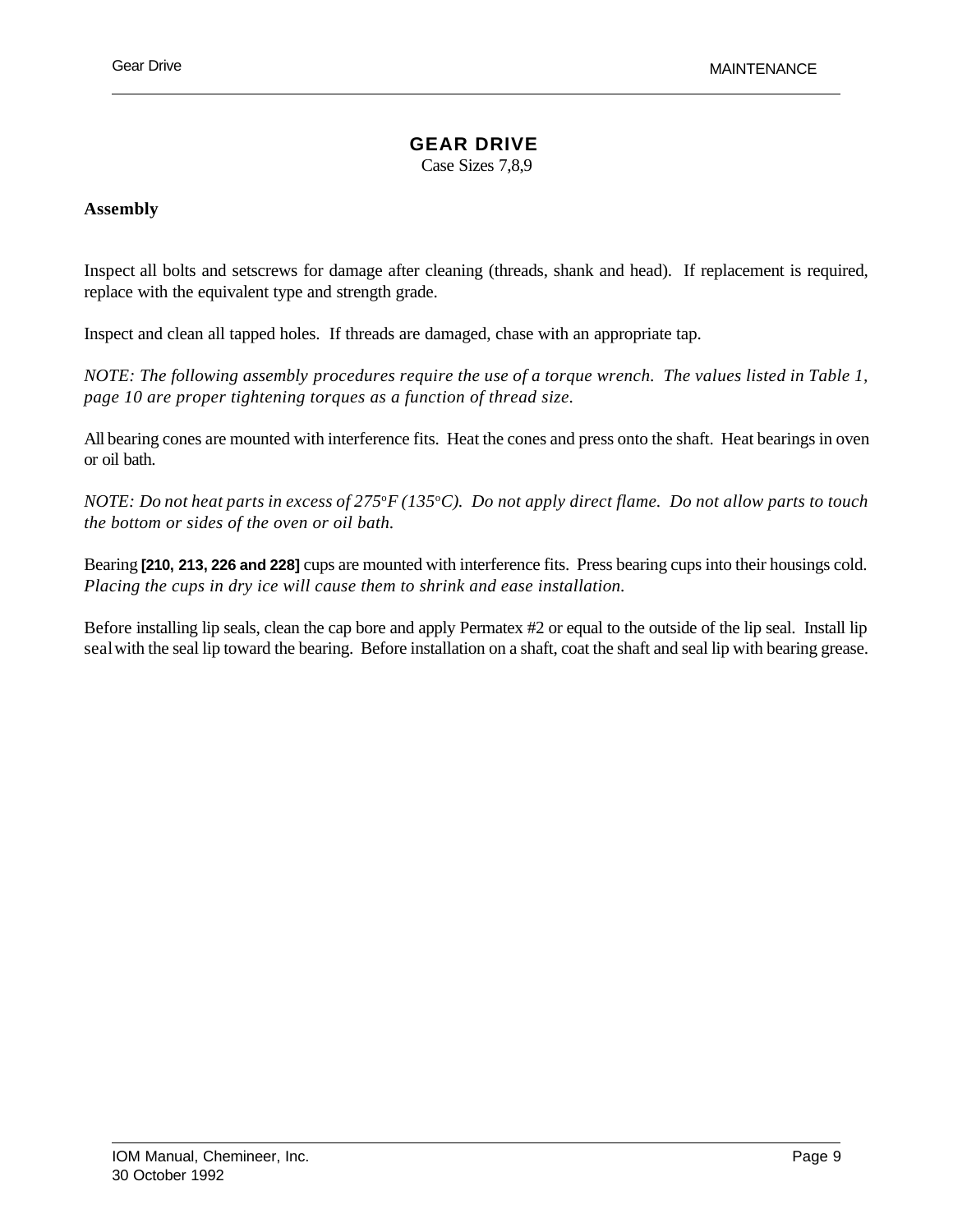# GEAR DRIVE

Case Sizes 7,8,9

## Assembly

Inspect all bolts and setscrews for damage after cleaning (threads, shank and head). If replacement is required, replace with the equivalent type and strength grade.

Inspect and clean all tapped holes. If threads are damaged, chase with an appropriate tap.

*NOTE: The following assembly procedures require the use of a torque wrench. The values listed in Table 1, page 10 are proper tightening torques as a function of thread size.*

All bearing cones are mounted with interference fits. Heat the cones and press onto the shaft. Heat bearings in oven or oil bath.

*NOTE: Do not heat parts in excess of 275°F (135°C). Do not apply direct flame. Do not allow parts to touch the bottom or sides of the oven or oil bath.*

Bearing **[210, 213, 226 and 228]** cups are mounted with interference fits. Press bearing cups into their housings cold. *Placing the cups in dry ice will cause them to shrink and ease installation.*

Before installing lip seals, clean the cap bore and apply Permatex #2 or equal to the outside of the lip seal. Install lip seal with the seal lip toward the bearing. Before installation on a shaft, coat the shaft and seal lip with bearing grease.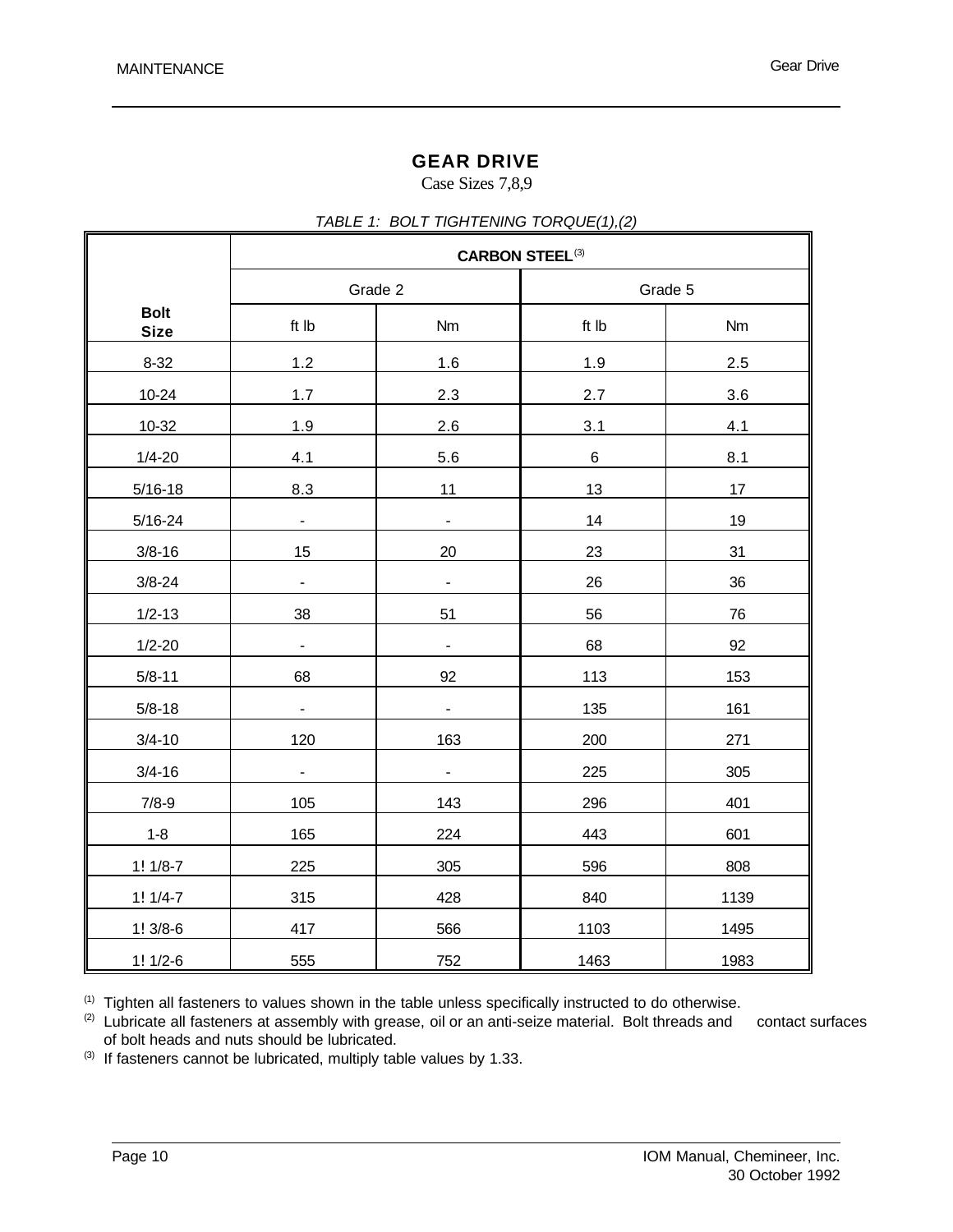# GEAR DRIVE

Case Sizes 7,8,9

*TABLE 1: BOLT TIGHTENING TORQUE(1),(2)*

| Bolt Size | CARBON STEEL[3] | | | |
|---|---|---|---|---|
| | Grade 2 | | Grade 5 | |
| | ft lb | Nm | ft lb | Nm |
| 8-32 | 1.2 | 1.6 | 1.9 | 2.5 |
| 10-24 | 1.7 | 2.3 | 2.7 | 3.6 |
| 10-32 | 1.9 | 2.6 | 3.1 | 4.1 |
| 1/4-20 | 4.1 | 5.6 | 6 | 8.1 |
| 5/16-18 | 8.3 | 11 | 13 | 17 |
| 5/16-24 | - | - | 14 | 19 |
| 3/8-16 | 15 | 20 | 23 | 31 |
| 3/8-24 | - | - | 26 | 36 |
| 1/2-13 | 38 | 51 | 56 | 76 |
| 1/2-20 | - | - | 68 | 92 |
| 5/8-11 | 68 | 92 | 113 | 153 |
| 5/8-18 | - | - | 135 | 161 |
| 3/4-10 | 120 | 163 | 200 | 271 |
| 3/4-16 | - | - | 225 | 305 |
| 7/8-9 | 105 | 143 | 296 | 401 |
| 1-8 | 165 | 224 | 443 | 601 |
| 1! 1/8-7 | 225 | 305 | 596 | 808 |
| 1! 1/4-7 | 315 | 428 | 840 | 1139 |
| 1! 3/8-6 | 417 | 566 | 1103 | 1495 |
| 1! 1/2-6 | 555 | 752 | 1463 | 1983 |

(1) Tighten all fasteners to values shown in the table unless specifically instructed to do otherwise.

(2) Lubricate all fasteners at assembly with grease, oil or an anti-seize material. Bolt threads and contact surfaces of bolt heads and nuts should be lubricated.

(3) If fasteners cannot be lubricated, multiply table values by 1.33.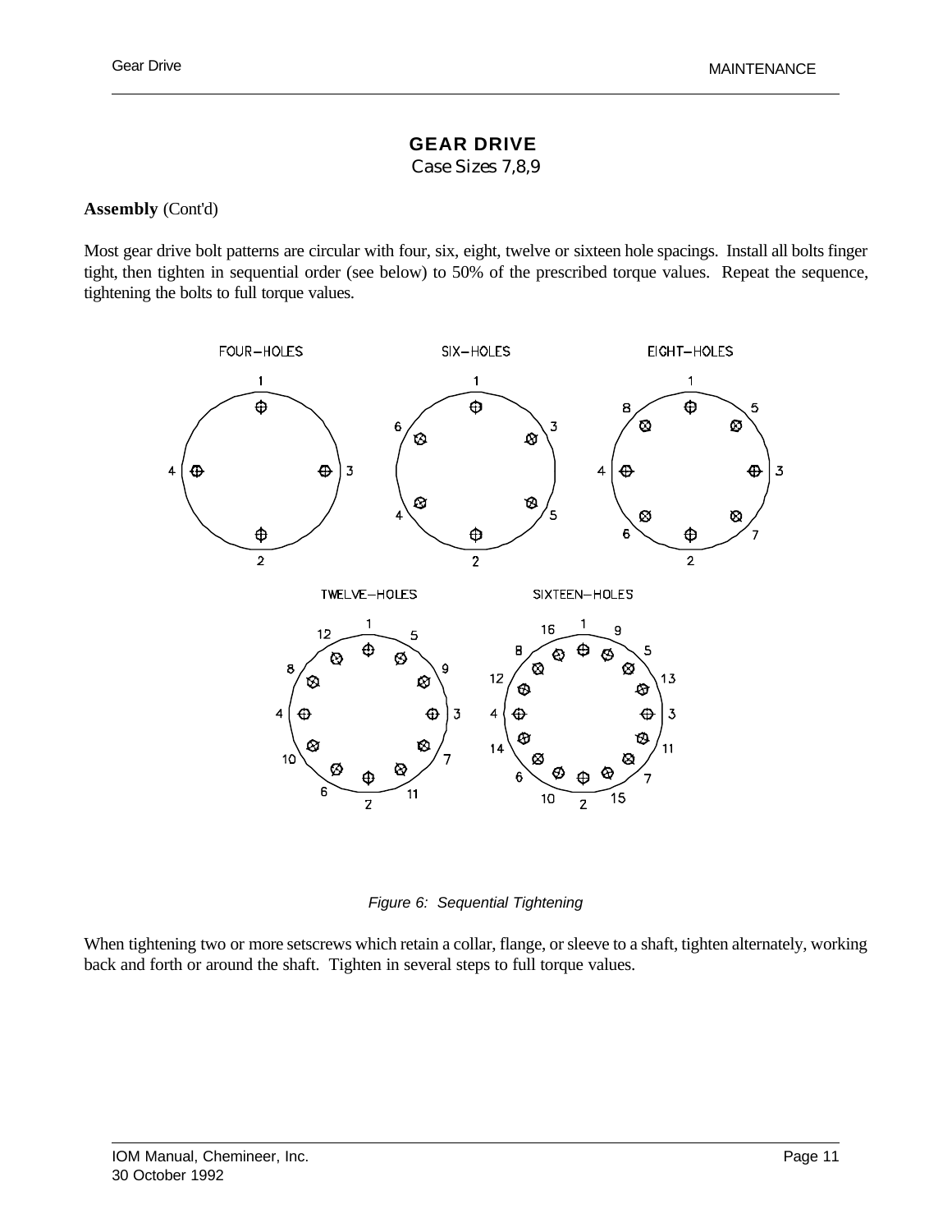# GEAR DRIVE

Case Sizes 7,8,9

**Assembly** (Cont'd)

Most gear drive bolt patterns are circular with four, six, eight, twelve or sixteen hole spacings. Install all bolts finger tight, then tighten in sequential order (see below) to 50% of the prescribed torque values. Repeat the sequence, tightening the bolts to full torque values.

*Figure 6: Sequential Tightening*

When tightening two or more setscrews which retain a collar, flange, or sleeve to a shaft, tighten alternately, working back and forth or around the shaft. Tighten in several steps to full torque values.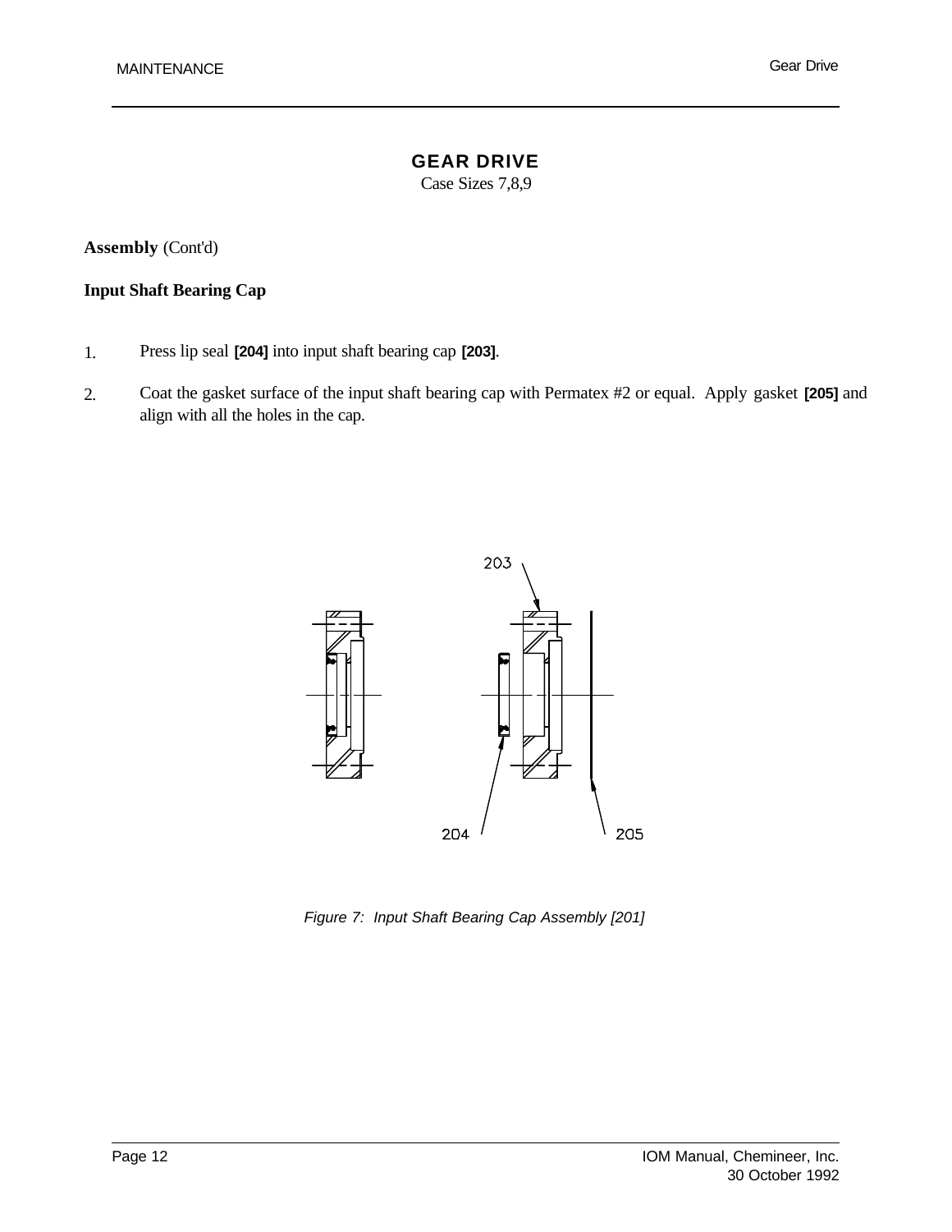# GEAR DRIVE

Case Sizes 7,8,9

**Assembly** (Cont'd)

**Input Shaft Bearing Cap**

1. Press lip seal **[204]** into input shaft bearing cap **[203]**.

2. Coat the gasket surface of the input shaft bearing cap with Permatex #2 or equal. Apply gasket **[205]** and align with all the holes in the cap.

203

204

205

*Figure 7: Input Shaft Bearing Cap Assembly [201]*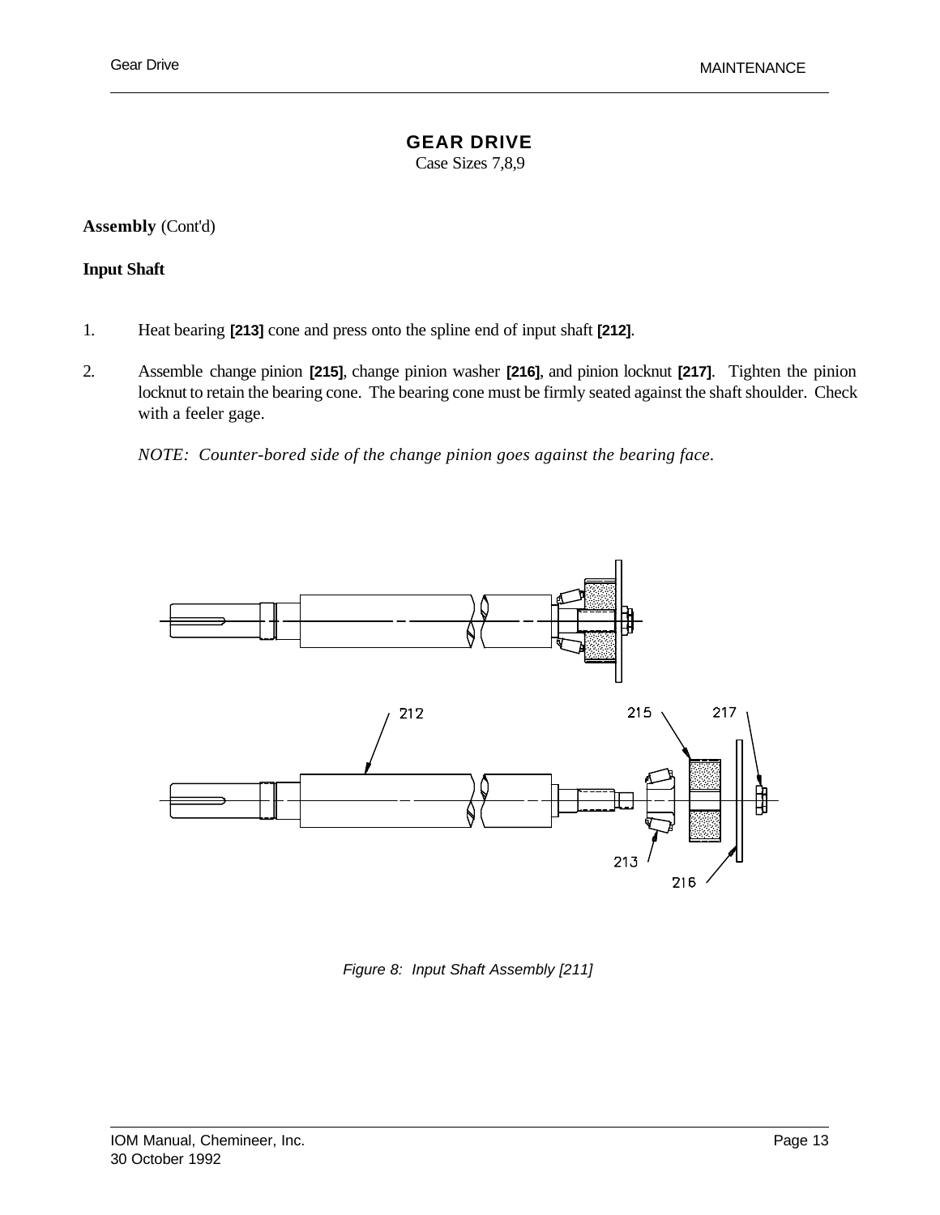# GEAR DRIVE

Case Sizes 7,8,9

**Assembly** (Cont'd)

**Input Shaft**

1. Heat bearing **[213]** cone and press onto the spline end of input shaft **[212]**.

2. Assemble change pinion **[215]**, change pinion washer **[216]**, and pinion locknut **[217]**. Tighten the pinion locknut to retain the bearing cone. The bearing cone must be firmly seated against the shaft shoulder. Check with a feeler gage.

   *NOTE: Counter-bored side of the change pinion goes against the bearing face.*

*Figure 8: Input Shaft Assembly [211]*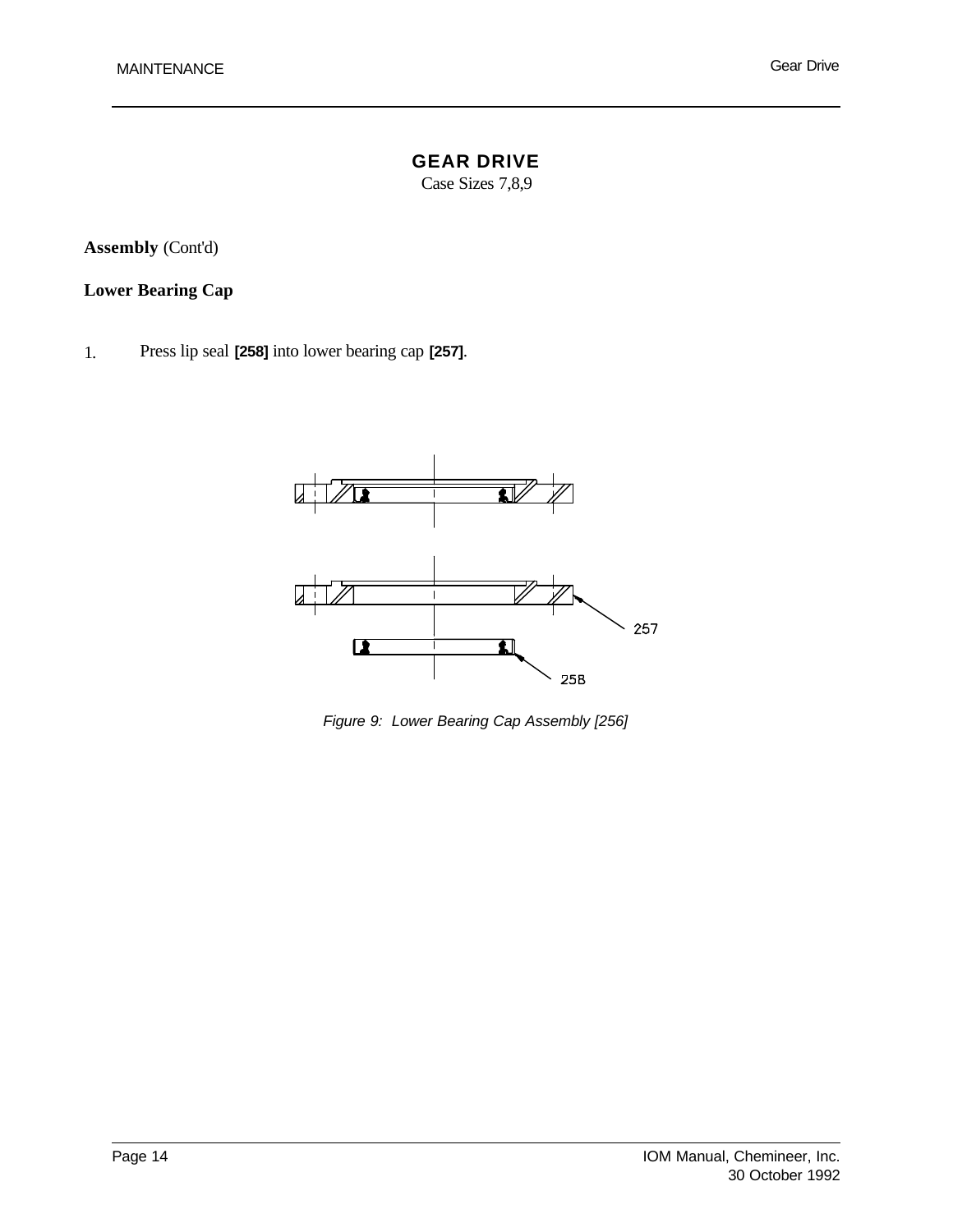# GEAR DRIVE

Case Sizes 7,8,9

**Assembly** (Cont'd)

**Lower Bearing Cap**

1. Press lip seal **[258]** into lower bearing cap **[257]**.

*Figure 9: Lower Bearing Cap Assembly [256]*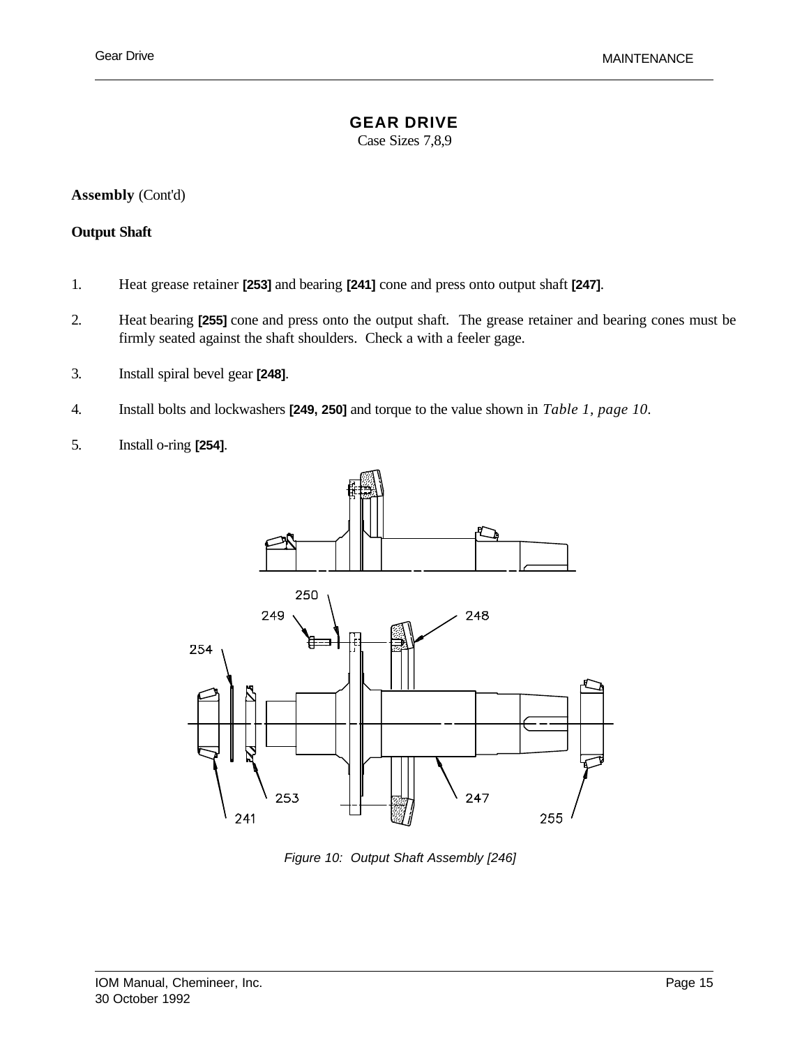# GEAR DRIVE

Case Sizes 7,8,9

**Assembly** (Cont'd)

**Output Shaft**

1. Heat grease retainer **[253]** and bearing **[241]** cone and press onto output shaft **[247]**.

2. Heat bearing **[255]** cone and press onto the output shaft. The grease retainer and bearing cones must be firmly seated against the shaft shoulders. Check a with a feeler gage.

3. Install spiral bevel gear **[248]**.

4. Install bolts and lockwashers **[249, 250]** and torque to the value shown in *Table 1, page 10*.

5. Install o-ring **[254]**.

*Figure 10: Output Shaft Assembly [246]*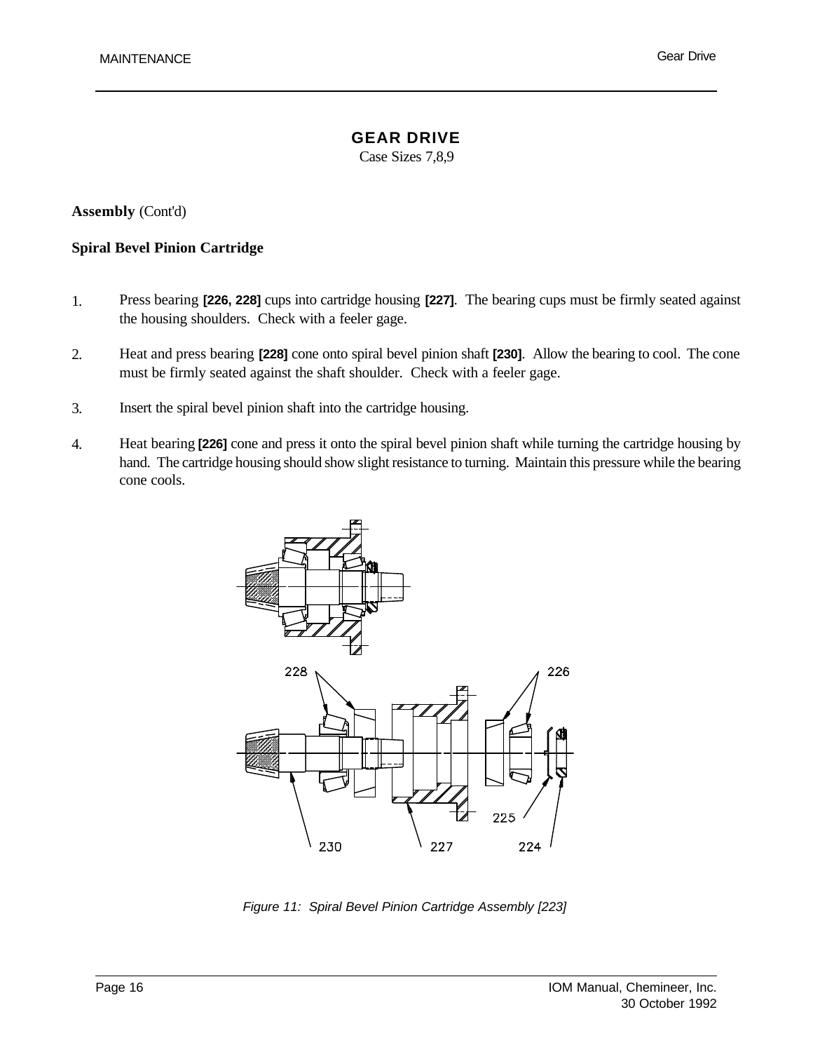# GEAR DRIVE

Case Sizes 7,8,9

**Assembly** (Cont'd)

**Spiral Bevel Pinion Cartridge**

1. Press bearing **[226, 228]** cups into cartridge housing **[227]**. The bearing cups must be firmly seated against the housing shoulders. Check with a feeler gage.

2. Heat and press bearing **[228]** cone onto spiral bevel pinion shaft **[230]**. Allow the bearing to cool. The cone must be firmly seated against the shaft shoulder. Check with a feeler gage.

3. Insert the spiral bevel pinion shaft into the cartridge housing.

4. Heat bearing **[226]** cone and press it onto the spiral bevel pinion shaft while turning the cartridge housing by hand. The cartridge housing should show slight resistance to turning. Maintain this pressure while the bearing cone cools.

*Figure 11: Spiral Bevel Pinion Cartridge Assembly [223]*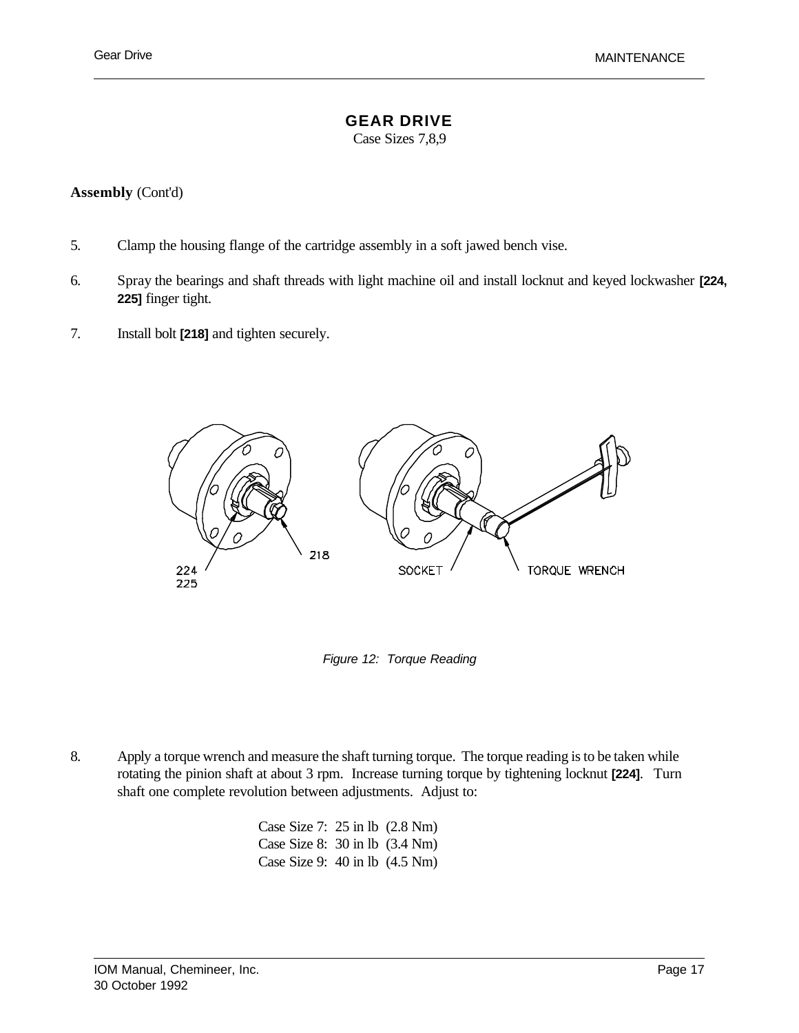# GEAR DRIVE

Case Sizes 7,8,9

**Assembly** (Cont'd)

5. Clamp the housing flange of the cartridge assembly in a soft jawed bench vise.

6. Spray the bearings and shaft threads with light machine oil and install locknut and keyed lockwasher **[224, 225]** finger tight.

7. Install bolt **[218]** and tighten securely.

*Figure 12: Torque Reading*

8. Apply a torque wrench and measure the shaft turning torque. The torque reading is to be taken while rotating the pinion shaft at about 3 rpm. Increase turning torque by tightening locknut **[224]**. Turn shaft one complete revolution between adjustments. Adjust to:

   Case Size 7: 25 in lb (2.8 Nm)
   Case Size 8: 30 in lb (3.4 Nm)
   Case Size 9: 40 in lb (4.5 Nm)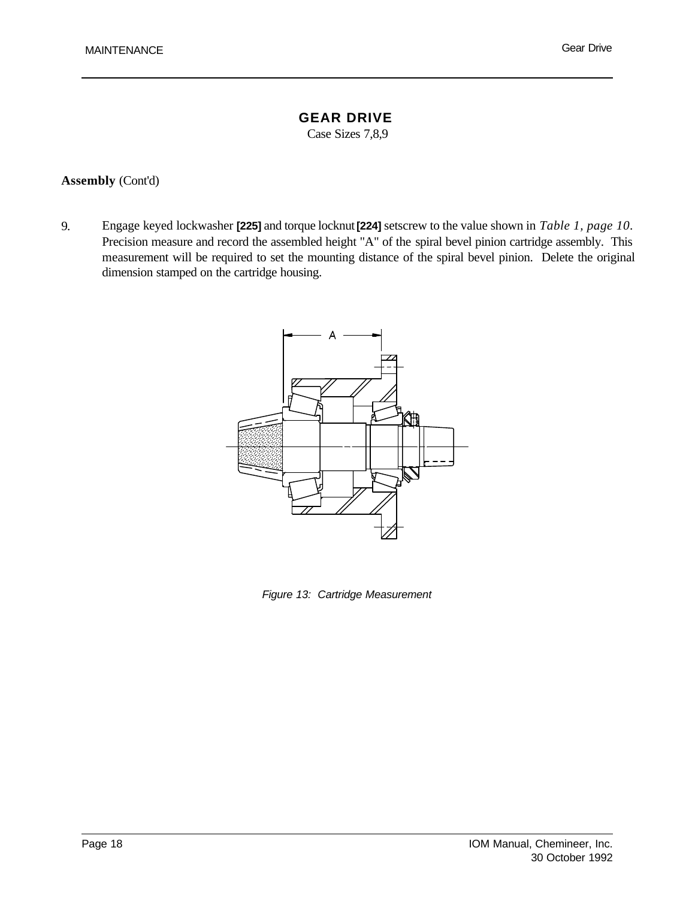# GEAR DRIVE

Case Sizes 7,8,9

**Assembly** (Cont'd)

9. Engage keyed lockwasher **[225]** and torque locknut **[224]** setscrew to the value shown in *Table 1, page 10*. Precision measure and record the assembled height "A" of the spiral bevel pinion cartridge assembly. This measurement will be required to set the mounting distance of the spiral bevel pinion. Delete the original dimension stamped on the cartridge housing.

*Figure 13: Cartridge Measurement*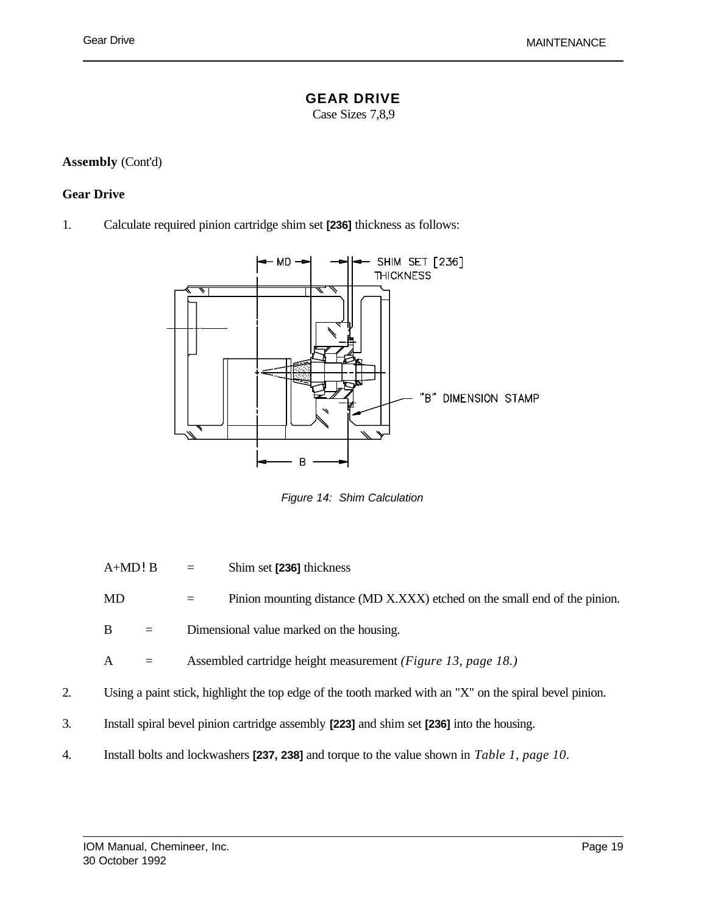# GEAR DRIVE

Case Sizes 7,8,9

**Assembly** (Cont'd)

**Gear Drive**

1. Calculate required pinion cartridge shim set **[236]** thickness as follows:

*Figure 14: Shim Calculation*

A+MD − B = Shim set **[236]** thickness

MD = Pinion mounting distance (MD X.XXX) etched on the small end of the pinion.

B = Dimensional value marked on the housing.

A = Assembled cartridge height measurement *(Figure 13, page 18.)*

2. Using a paint stick, highlight the top edge of the tooth marked with an "X" on the spiral bevel pinion.
3. Install spiral bevel pinion cartridge assembly **[223]** and shim set **[236]** into the housing.
4. Install bolts and lockwashers **[237, 238]** and torque to the value shown in *Table 1, page 10*.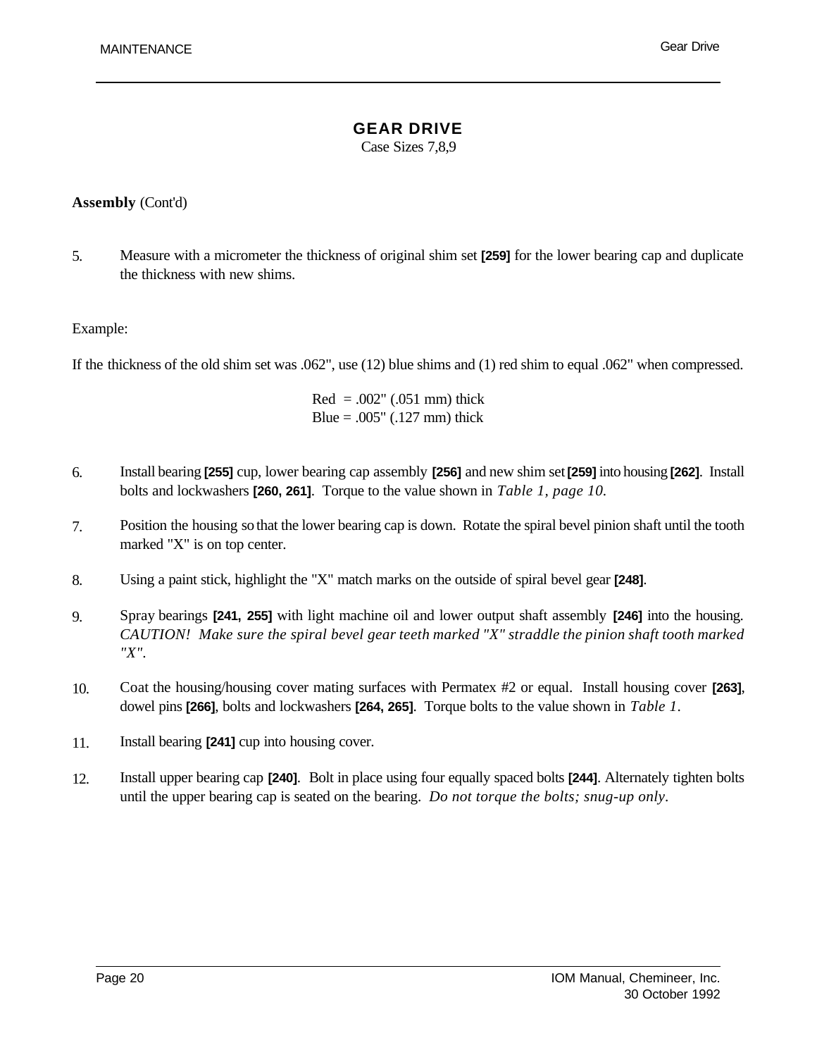# GEAR DRIVE

Case Sizes 7,8,9

**Assembly** (Cont'd)

5. Measure with a micrometer the thickness of original shim set **[259]** for the lower bearing cap and duplicate the thickness with new shims.

Example:

If the thickness of the old shim set was .062", use (12) blue shims and (1) red shim to equal .062" when compressed.

Red = .002" (.051 mm) thick
Blue = .005" (.127 mm) thick

6. Install bearing **[255]** cup, lower bearing cap assembly **[256]** and new shim set **[259]** into housing **[262]**. Install bolts and lockwashers **[260, 261]**. Torque to the value shown in *Table 1, page 10.*

7. Position the housing so that the lower bearing cap is down. Rotate the spiral bevel pinion shaft until the tooth marked "X" is on top center.

8. Using a paint stick, highlight the "X" match marks on the outside of spiral bevel gear **[248]**.

9. Spray bearings **[241, 255]** with light machine oil and lower output shaft assembly **[246]** into the housing. *CAUTION! Make sure the spiral bevel gear teeth marked "X" straddle the pinion shaft tooth marked "X".*

10. Coat the housing/housing cover mating surfaces with Permatex #2 or equal. Install housing cover **[263]**, dowel pins **[266]**, bolts and lockwashers **[264, 265]**. Torque bolts to the value shown in *Table 1*.

11. Install bearing **[241]** cup into housing cover.

12. Install upper bearing cap **[240]**. Bolt in place using four equally spaced bolts **[244]**. Alternately tighten bolts until the upper bearing cap is seated on the bearing. *Do not torque the bolts; snug-up only.*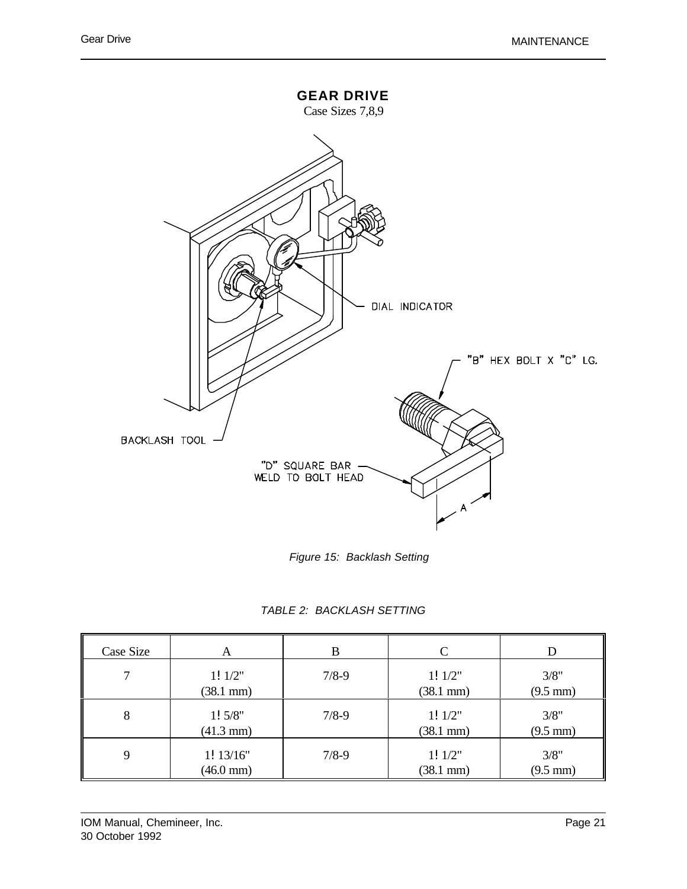# GEAR DRIVE

Case Sizes 7,8,9

DIAL INDICATOR

"B" HEX BOLT X "C" LG.

BACKLASH TOOL

"D" SQUARE BAR
WELD TO BOLT HEAD

A

*Figure 15: Backlash Setting*

*TABLE 2: BACKLASH SETTING*

| Case Size | A | B | C | D |
|---|---|---|---|---|
| 7 | 1! 1/2"<br>(38.1 mm) | 7/8-9 | 1! 1/2"<br>(38.1 mm) | 3/8"<br>(9.5 mm) |
| 8 | 1! 5/8"<br>(41.3 mm) | 7/8-9 | 1! 1/2"<br>(38.1 mm) | 3/8"<br>(9.5 mm) |
| 9 | 1! 13/16"<br>(46.0 mm) | 7/8-9 | 1! 1/2"<br>(38.1 mm) | 3/8"<br>(9.5 mm) |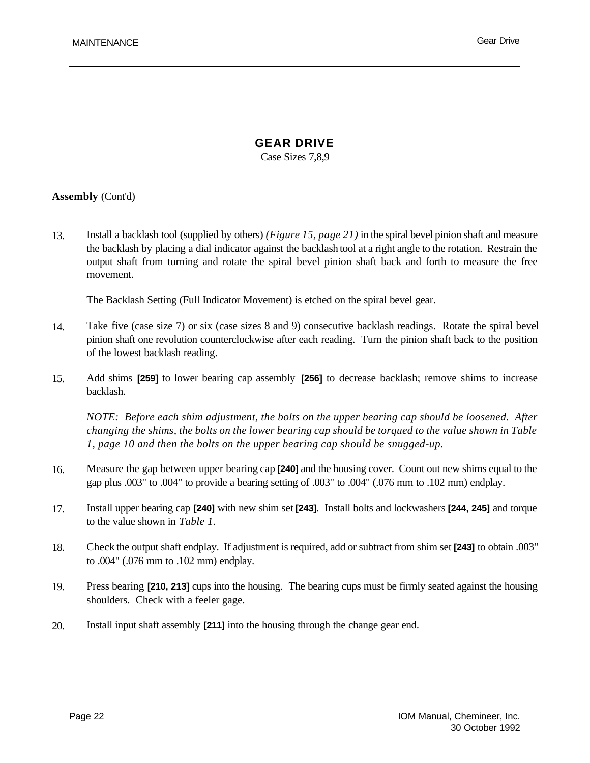# GEAR DRIVE

Case Sizes 7,8,9

**Assembly** (Cont'd)

13. Install a backlash tool (supplied by others) *(Figure 15, page 21)* in the spiral bevel pinion shaft and measure the backlash by placing a dial indicator against the backlash tool at a right angle to the rotation. Restrain the output shaft from turning and rotate the spiral bevel pinion shaft back and forth to measure the free movement.

    The Backlash Setting (Full Indicator Movement) is etched on the spiral bevel gear.

14. Take five (case size 7) or six (case sizes 8 and 9) consecutive backlash readings. Rotate the spiral bevel pinion shaft one revolution counterclockwise after each reading. Turn the pinion shaft back to the position of the lowest backlash reading.

15. Add shims **[259]** to lower bearing cap assembly **[256]** to decrease backlash; remove shims to increase backlash.

    *NOTE: Before each shim adjustment, the bolts on the upper bearing cap should be loosened. After changing the shims, the bolts on the lower bearing cap should be torqued to the value shown in Table 1, page 10 and then the bolts on the upper bearing cap should be snugged-up.*

16. Measure the gap between upper bearing cap **[240]** and the housing cover. Count out new shims equal to the gap plus .003" to .004" to provide a bearing setting of .003" to .004" (.076 mm to .102 mm) endplay.

17. Install upper bearing cap **[240]** with new shim set **[243]**. Install bolts and lockwashers **[244, 245]** and torque to the value shown in *Table 1*.

18. Check the output shaft endplay. If adjustment is required, add or subtract from shim set **[243]** to obtain .003" to .004" (.076 mm to .102 mm) endplay.

19. Press bearing **[210, 213]** cups into the housing. The bearing cups must be firmly seated against the housing shoulders. Check with a feeler gage.

20. Install input shaft assembly **[211]** into the housing through the change gear end.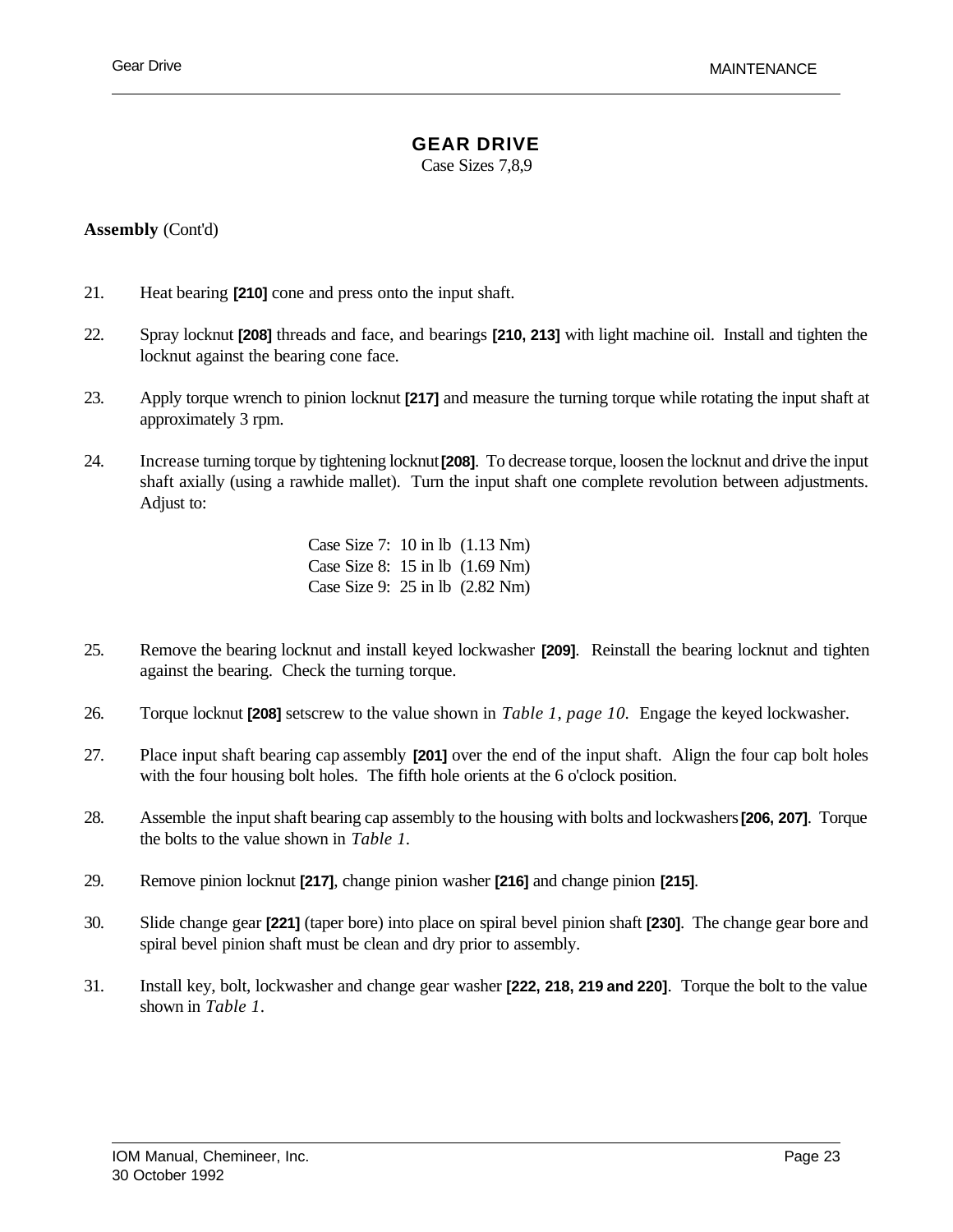# GEAR DRIVE

Case Sizes 7,8,9

**Assembly** (Cont'd)

21. Heat bearing **[210]** cone and press onto the input shaft.

22. Spray locknut **[208]** threads and face, and bearings **[210, 213]** with light machine oil. Install and tighten the locknut against the bearing cone face.

23. Apply torque wrench to pinion locknut **[217]** and measure the turning torque while rotating the input shaft at approximately 3 rpm.

24. Increase turning torque by tightening locknut **[208]**. To decrease torque, loosen the locknut and drive the input shaft axially (using a rawhide mallet). Turn the input shaft one complete revolution between adjustments. Adjust to:

    Case Size 7: 10 in lb (1.13 Nm)
    Case Size 8: 15 in lb (1.69 Nm)
    Case Size 9: 25 in lb (2.82 Nm)

25. Remove the bearing locknut and install keyed lockwasher **[209]**. Reinstall the bearing locknut and tighten against the bearing. Check the turning torque.

26. Torque locknut **[208]** setscrew to the value shown in *Table 1, page 10*. Engage the keyed lockwasher.

27. Place input shaft bearing cap assembly **[201]** over the end of the input shaft. Align the four cap bolt holes with the four housing bolt holes. The fifth hole orients at the 6 o'clock position.

28. Assemble the input shaft bearing cap assembly to the housing with bolts and lockwashers **[206, 207]**. Torque the bolts to the value shown in *Table 1*.

29. Remove pinion locknut **[217]**, change pinion washer **[216]** and change pinion **[215]**.

30. Slide change gear **[221]** (taper bore) into place on spiral bevel pinion shaft **[230]**. The change gear bore and spiral bevel pinion shaft must be clean and dry prior to assembly.

31. Install key, bolt, lockwasher and change gear washer **[222, 218, 219 and 220]**. Torque the bolt to the value shown in *Table 1*.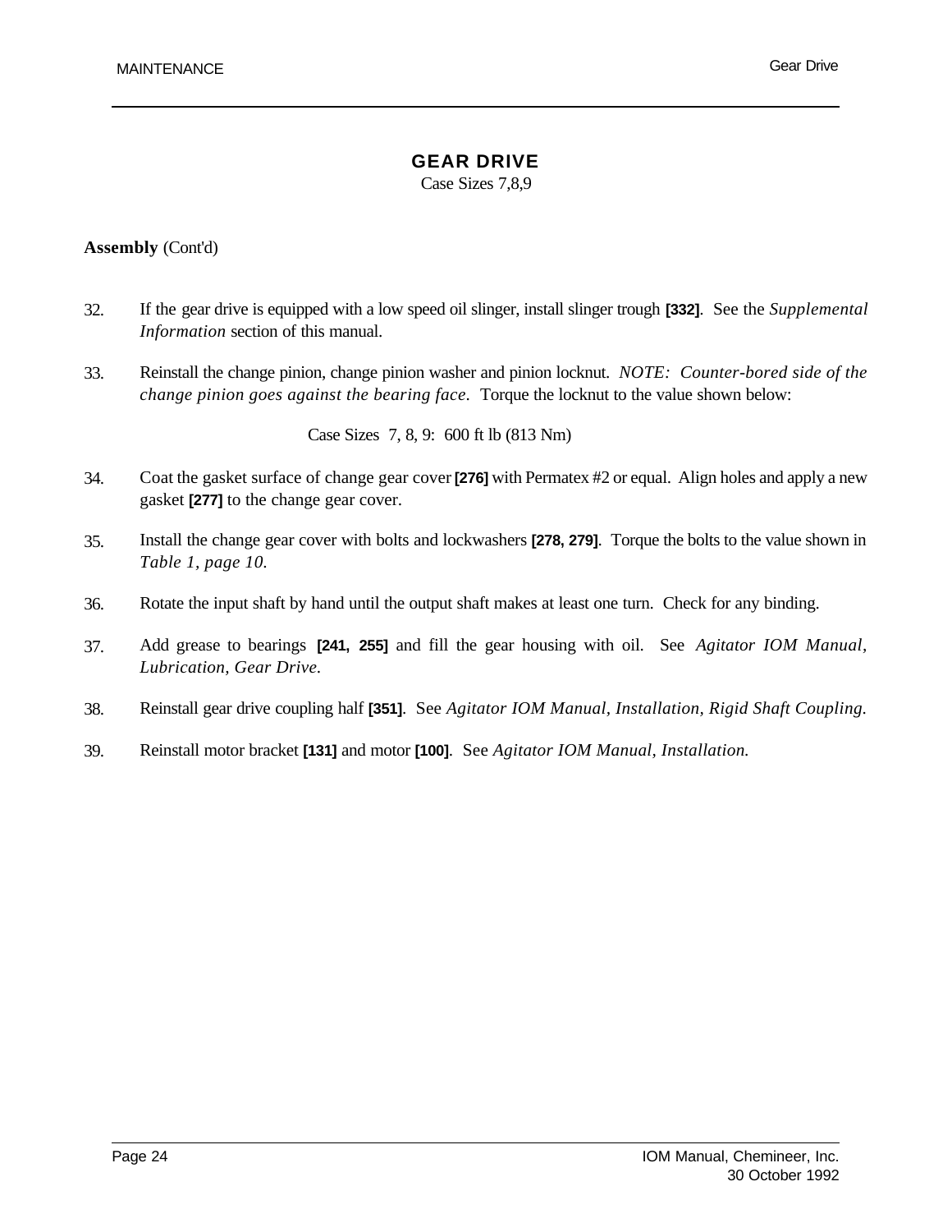# GEAR DRIVE

Case Sizes 7,8,9

**Assembly** (Cont'd)

32. If the gear drive is equipped with a low speed oil slinger, install slinger trough **[332]**. See the *Supplemental Information* section of this manual.

33. Reinstall the change pinion, change pinion washer and pinion locknut. *NOTE: Counter-bored side of the change pinion goes against the bearing face.* Torque the locknut to the value shown below:

    Case Sizes 7, 8, 9: 600 ft lb (813 Nm)

34. Coat the gasket surface of change gear cover **[276]** with Permatex #2 or equal. Align holes and apply a new gasket **[277]** to the change gear cover.

35. Install the change gear cover with bolts and lockwashers **[278, 279]**. Torque the bolts to the value shown in *Table 1, page 10.*

36. Rotate the input shaft by hand until the output shaft makes at least one turn. Check for any binding.

37. Add grease to bearings **[241, 255]** and fill the gear housing with oil. See *Agitator IOM Manual, Lubrication, Gear Drive.*

38. Reinstall gear drive coupling half **[351]**. See *Agitator IOM Manual, Installation, Rigid Shaft Coupling.*

39. Reinstall motor bracket **[131]** and motor **[100]**. See *Agitator IOM Manual, Installation.*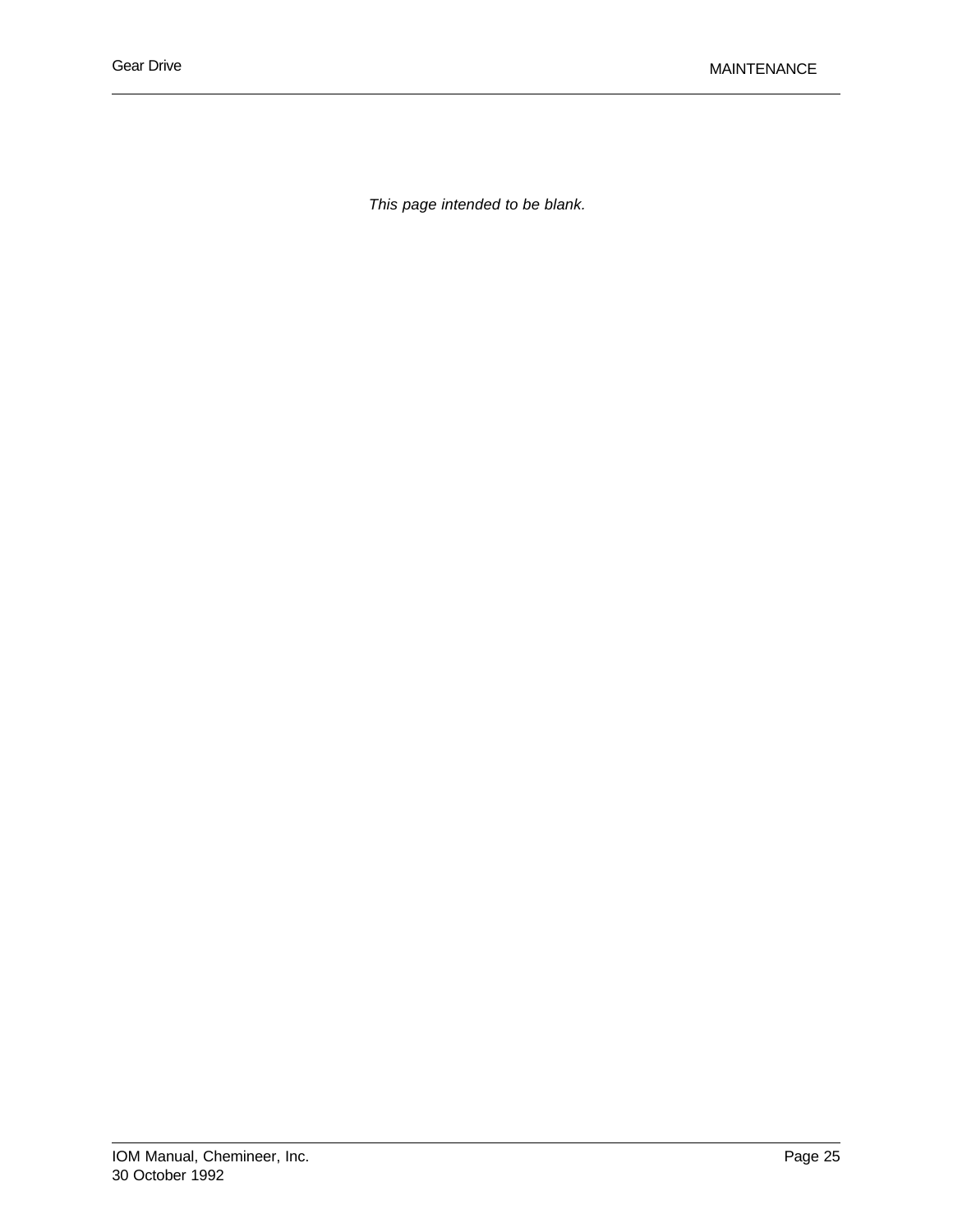*This page intended to be blank.*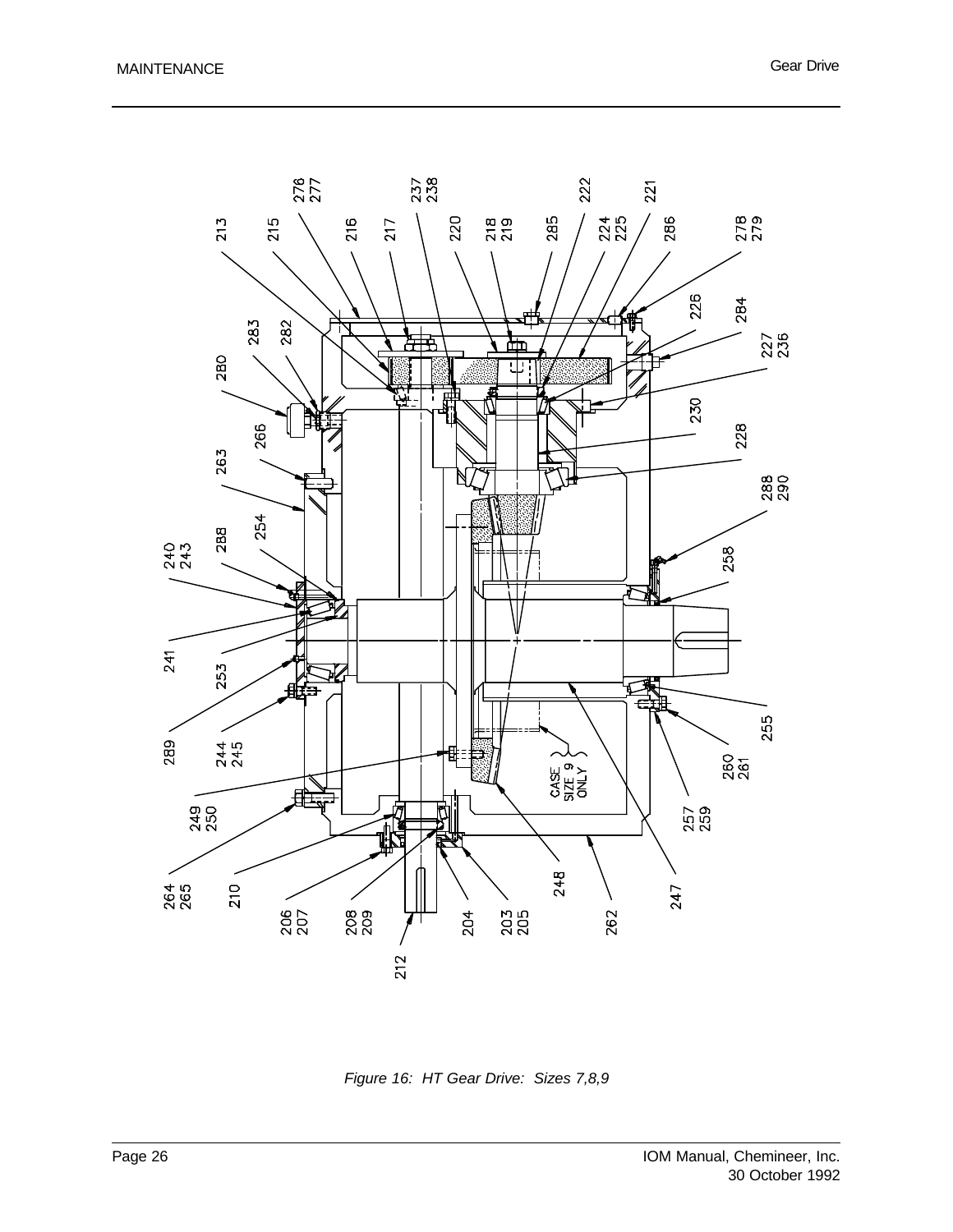Figure 16: HT Gear Drive: Sizes 7,8,9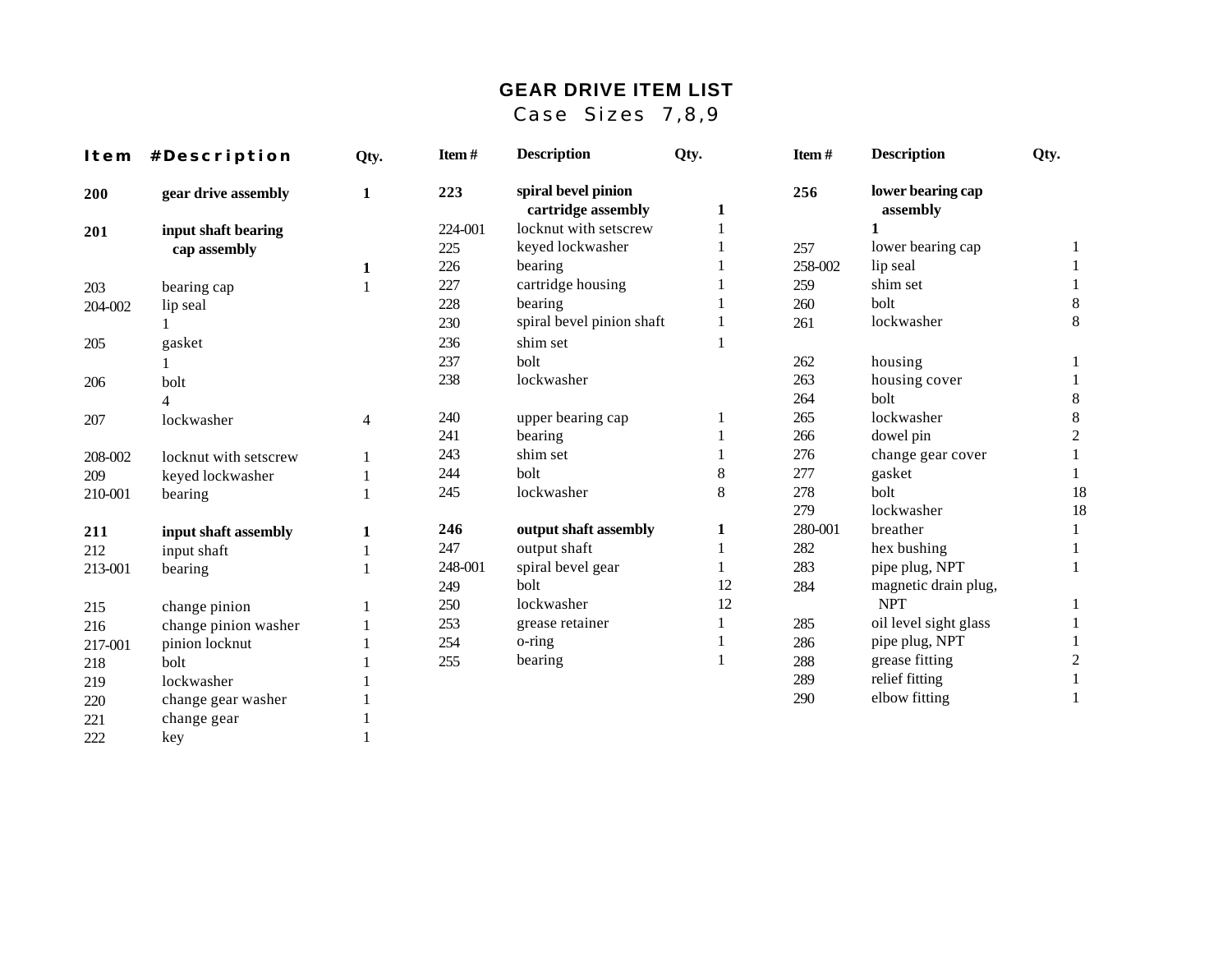# GEAR DRIVE ITEM LIST

## Case Sizes 7,8,9

| Item # | Description | Qty. |
|---|---|---|
| **200** | **gear drive assembly** | **1** |
| **201** | **input shaft bearing cap assembly** | **1** |
| 203 | bearing cap | 1 |
| 204-002 | lip seal | 1 |
| 205 | gasket | 1 |
| 206 | bolt | 4 |
| 207 | lockwasher | 4 |
| 208-002 | locknut with setscrew | 1 |
| 209 | keyed lockwasher | 1 |
| 210-001 | bearing | 1 |
| **211** | **input shaft assembly** | **1** |
| 212 | input shaft | 1 |
| 213-001 | bearing | 1 |
| 215 | change pinion | 1 |
| 216 | change pinion washer | 1 |
| 217-001 | pinion locknut | 1 |
| 218 | bolt | 1 |
| 219 | lockwasher | 1 |
| 220 | change gear washer | 1 |
| 221 | change gear | 1 |
| 222 | key | 1 |

| Item # | Description | Qty. |
|---|---|---|
| **223** | **spiral bevel pinion cartridge assembly** | **1** |
| 224-001 | locknut with setscrew | 1 |
| 225 | keyed lockwasher | 1 |
| 226 | bearing | 1 |
| 227 | cartridge housing | 1 |
| 228 | bearing | 1 |
| 230 | spiral bevel pinion shaft | 1 |
| 236 | shim set | 1 |
| 237 | bolt | |
| 238 | lockwasher | |
| 240 | upper bearing cap | 1 |
| 241 | bearing | 1 |
| 243 | shim set | 1 |
| 244 | bolt | 8 |
| 245 | lockwasher | 8 |
| **246** | **output shaft assembly** | **1** |
| 247 | output shaft | 1 |
| 248-001 | spiral bevel gear | 1 |
| 249 | bolt | 12 |
| 250 | lockwasher | 12 |
| 253 | grease retainer | 1 |
| 254 | o-ring | 1 |
| 255 | bearing | 1 |

| Item # | Description | Qty. |
|---|---|---|
| **256** | **lower bearing cap assembly** | **1** |
| 257 | lower bearing cap | 1 |
| 258-002 | lip seal | 1 |
| 259 | shim set | 1 |
| 260 | bolt | 8 |
| 261 | lockwasher | 8 |
| 262 | housing | 1 |
| 263 | housing cover | 1 |
| 264 | bolt | 8 |
| 265 | lockwasher | 8 |
| 266 | dowel pin | 2 |
| 276 | change gear cover | 1 |
| 277 | gasket | 1 |
| 278 | bolt | 18 |
| 279 | lockwasher | 18 |
| 280-001 | breather | 1 |
| 282 | hex bushing | 1 |
| 283 | pipe plug, NPT | 1 |
| 284 | magnetic drain plug, NPT | 1 |
| 285 | oil level sight glass | 1 |
| 286 | pipe plug, NPT | 1 |
| 288 | grease fitting | 2 |
| 289 | relief fitting | 1 |
| 290 | elbow fitting | 1 |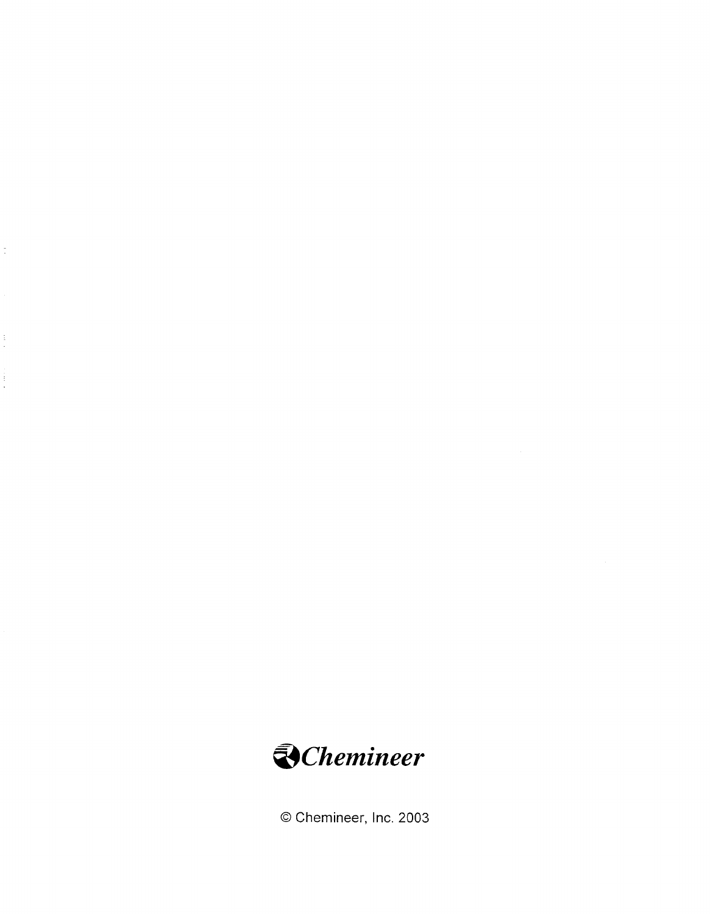*Chemineer*

© Chemineer, Inc. 2003